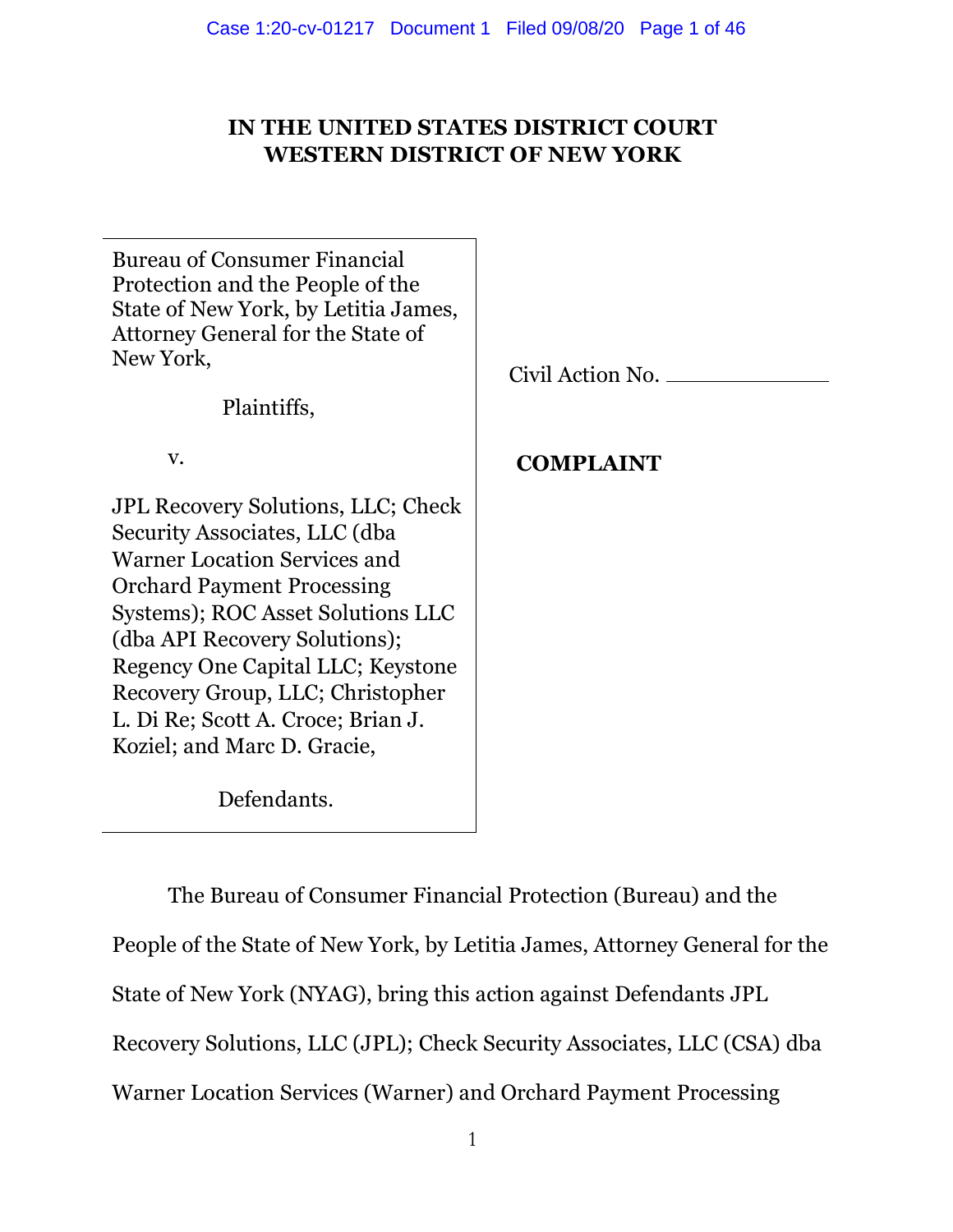# IN THE UNITED STATES DISTRICT COURT
# WESTERN DISTRICT OF NEW YORK

| | |
|---|---|
| Bureau of Consumer Financial Protection and the People of the State of New York, by Letitia James, Attorney General for the State of New York,<br><br>Plaintiffs,<br><br>v.<br><br>JPL Recovery Solutions, LLC; Check Security Associates, LLC (dba Warner Location Services and Orchard Payment Processing Systems); ROC Asset Solutions LLC (dba API Recovery Solutions); Regency One Capital LLC; Keystone Recovery Group, LLC; Christopher L. Di Re; Scott A. Croce; Brian J. Koziel; and Marc D. Gracie,<br><br>Defendants. | Civil Action No. \_\_\_\_\_\_\_\_\_\_\_\_<br><br>**COMPLAINT** |

The Bureau of Consumer Financial Protection (Bureau) and the People of the State of New York, by Letitia James, Attorney General for the State of New York (NYAG), bring this action against Defendants JPL Recovery Solutions, LLC (JPL); Check Security Associates, LLC (CSA) dba Warner Location Services (Warner) and Orchard Payment Processing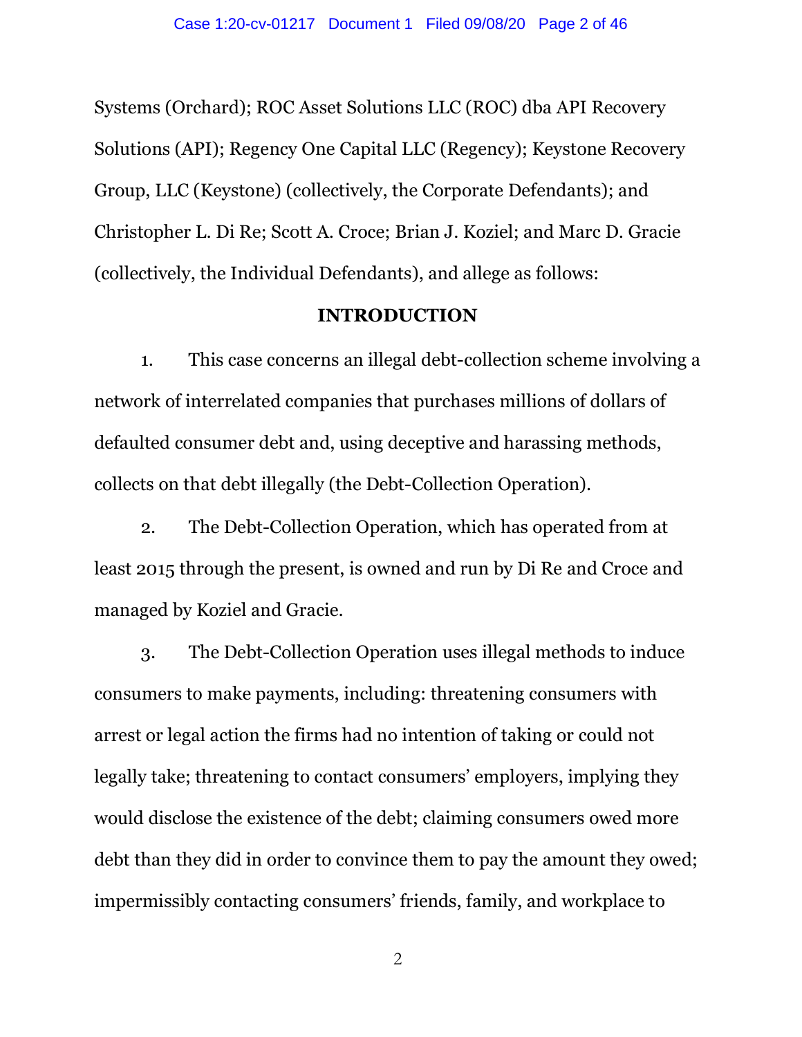Systems (Orchard); ROC Asset Solutions LLC (ROC) dba API Recovery Solutions (API); Regency One Capital LLC (Regency); Keystone Recovery Group, LLC (Keystone) (collectively, the Corporate Defendants); and Christopher L. Di Re; Scott A. Croce; Brian J. Koziel; and Marc D. Gracie (collectively, the Individual Defendants), and allege as follows:

## INTRODUCTION

1. This case concerns an illegal debt-collection scheme involving a network of interrelated companies that purchases millions of dollars of defaulted consumer debt and, using deceptive and harassing methods, collects on that debt illegally (the Debt-Collection Operation).

2. The Debt-Collection Operation, which has operated from at least 2015 through the present, is owned and run by Di Re and Croce and managed by Koziel and Gracie.

3. The Debt-Collection Operation uses illegal methods to induce consumers to make payments, including: threatening consumers with arrest or legal action the firms had no intention of taking or could not legally take; threatening to contact consumers' employers, implying they would disclose the existence of the debt; claiming consumers owed more debt than they did in order to convince them to pay the amount they owed; impermissibly contacting consumers' friends, family, and workplace to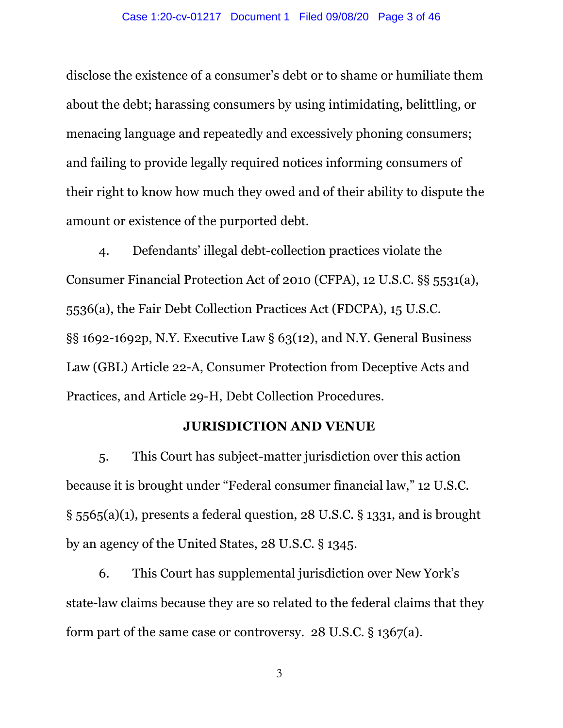disclose the existence of a consumer's debt or to shame or humiliate them about the debt; harassing consumers by using intimidating, belittling, or menacing language and repeatedly and excessively phoning consumers; and failing to provide legally required notices informing consumers of their right to know how much they owed and of their ability to dispute the amount or existence of the purported debt.

4. Defendants' illegal debt-collection practices violate the Consumer Financial Protection Act of 2010 (CFPA), 12 U.S.C. §§ 5531(a), 5536(a), the Fair Debt Collection Practices Act (FDCPA), 15 U.S.C. §§ 1692-1692p, N.Y. Executive Law § 63(12), and N.Y. General Business Law (GBL) Article 22-A, Consumer Protection from Deceptive Acts and Practices, and Article 29-H, Debt Collection Procedures.

## JURISDICTION AND VENUE

5. This Court has subject-matter jurisdiction over this action because it is brought under "Federal consumer financial law," 12 U.S.C. § 5565(a)(1), presents a federal question, 28 U.S.C. § 1331, and is brought by an agency of the United States, 28 U.S.C. § 1345.

6. This Court has supplemental jurisdiction over New York's state-law claims because they are so related to the federal claims that they form part of the same case or controversy. 28 U.S.C. § 1367(a).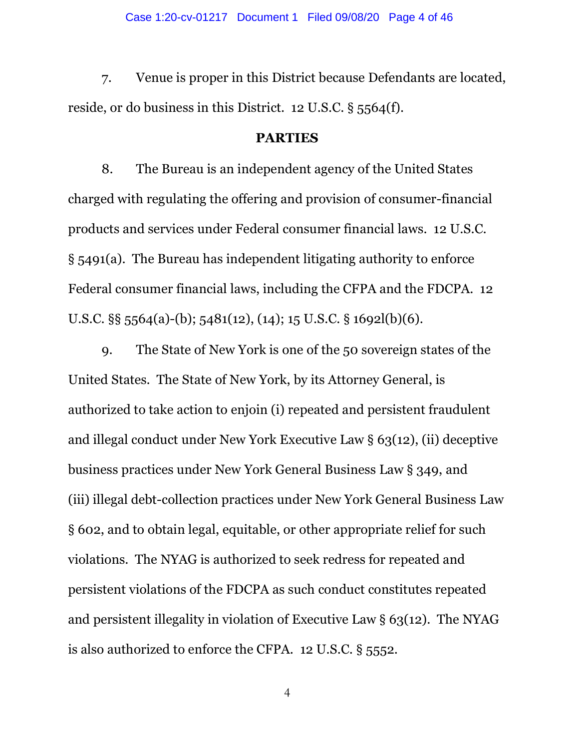7. Venue is proper in this District because Defendants are located, reside, or do business in this District. 12 U.S.C. § 5564(f).

**PARTIES**

8. The Bureau is an independent agency of the United States charged with regulating the offering and provision of consumer-financial products and services under Federal consumer financial laws. 12 U.S.C. § 5491(a). The Bureau has independent litigating authority to enforce Federal consumer financial laws, including the CFPA and the FDCPA. 12 U.S.C. §§ 5564(a)-(b); 5481(12), (14); 15 U.S.C. § 1692l(b)(6).

9. The State of New York is one of the 50 sovereign states of the United States. The State of New York, by its Attorney General, is authorized to take action to enjoin (i) repeated and persistent fraudulent and illegal conduct under New York Executive Law § 63(12), (ii) deceptive business practices under New York General Business Law § 349, and (iii) illegal debt-collection practices under New York General Business Law § 602, and to obtain legal, equitable, or other appropriate relief for such violations. The NYAG is authorized to seek redress for repeated and persistent violations of the FDCPA as such conduct constitutes repeated and persistent illegality in violation of Executive Law § 63(12). The NYAG is also authorized to enforce the CFPA. 12 U.S.C. § 5552.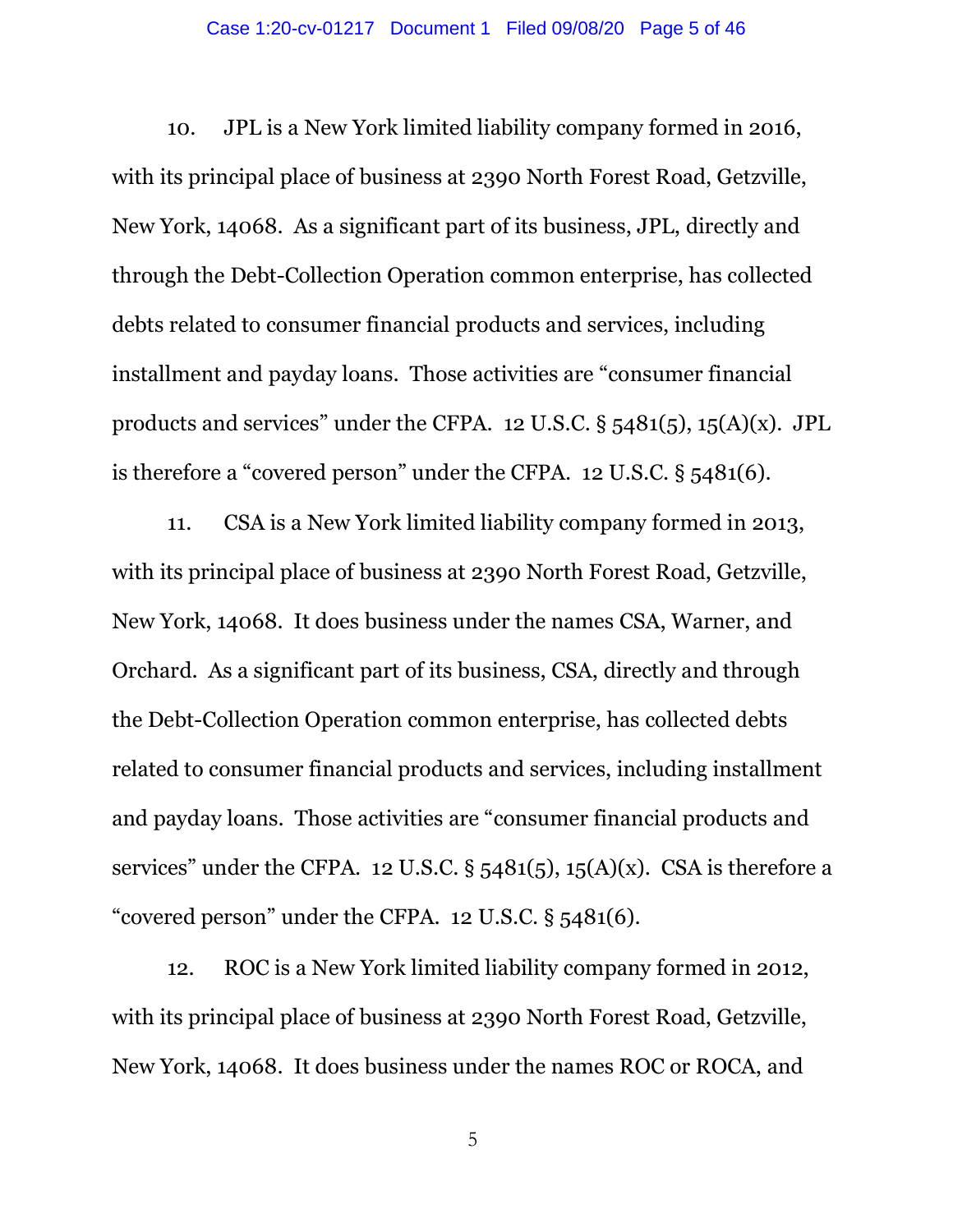10. JPL is a New York limited liability company formed in 2016, with its principal place of business at 2390 North Forest Road, Getzville, New York, 14068. As a significant part of its business, JPL, directly and through the Debt-Collection Operation common enterprise, has collected debts related to consumer financial products and services, including installment and payday loans. Those activities are "consumer financial products and services" under the CFPA. 12 U.S.C. § 5481(5), 15(A)(x). JPL is therefore a "covered person" under the CFPA. 12 U.S.C. § 5481(6).

11. CSA is a New York limited liability company formed in 2013, with its principal place of business at 2390 North Forest Road, Getzville, New York, 14068. It does business under the names CSA, Warner, and Orchard. As a significant part of its business, CSA, directly and through the Debt-Collection Operation common enterprise, has collected debts related to consumer financial products and services, including installment and payday loans. Those activities are "consumer financial products and services" under the CFPA. 12 U.S.C. § 5481(5), 15(A)(x). CSA is therefore a "covered person" under the CFPA. 12 U.S.C. § 5481(6).

12. ROC is a New York limited liability company formed in 2012, with its principal place of business at 2390 North Forest Road, Getzville, New York, 14068. It does business under the names ROC or ROCA, and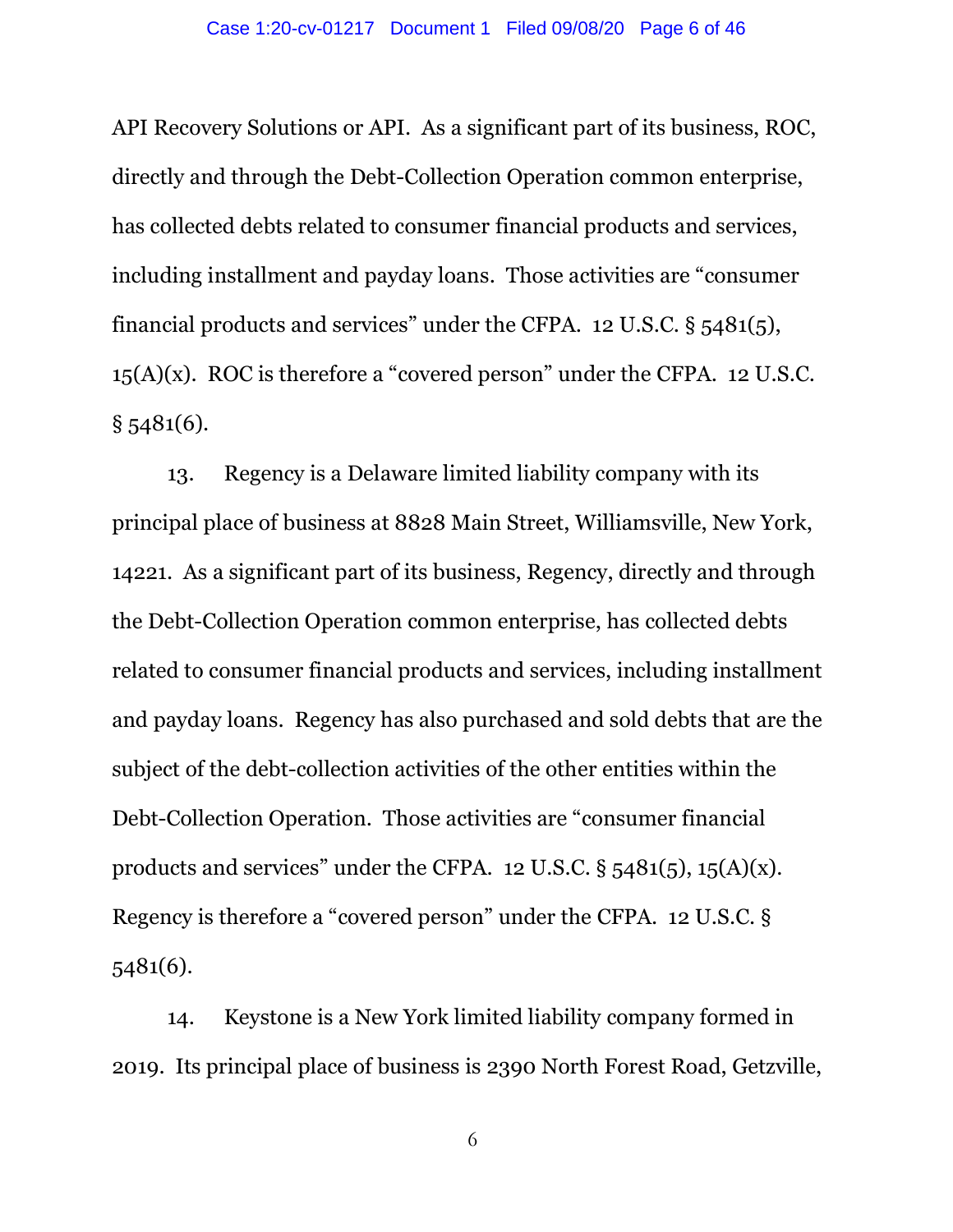API Recovery Solutions or API. As a significant part of its business, ROC, directly and through the Debt-Collection Operation common enterprise, has collected debts related to consumer financial products and services, including installment and payday loans. Those activities are "consumer financial products and services" under the CFPA. 12 U.S.C. § 5481(5), 15(A)(x). ROC is therefore a "covered person" under the CFPA. 12 U.S.C. § 5481(6).

13. Regency is a Delaware limited liability company with its principal place of business at 8828 Main Street, Williamsville, New York, 14221. As a significant part of its business, Regency, directly and through the Debt-Collection Operation common enterprise, has collected debts related to consumer financial products and services, including installment and payday loans. Regency has also purchased and sold debts that are the subject of the debt-collection activities of the other entities within the Debt-Collection Operation. Those activities are "consumer financial products and services" under the CFPA. 12 U.S.C. § 5481(5), 15(A)(x). Regency is therefore a "covered person" under the CFPA. 12 U.S.C. § 5481(6).

14. Keystone is a New York limited liability company formed in 2019. Its principal place of business is 2390 North Forest Road, Getzville,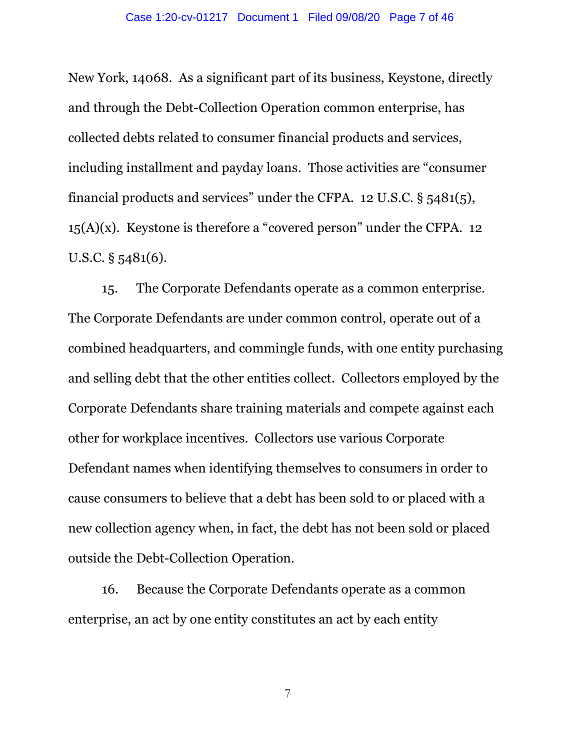New York, 14068. As a significant part of its business, Keystone, directly and through the Debt-Collection Operation common enterprise, has collected debts related to consumer financial products and services, including installment and payday loans. Those activities are "consumer financial products and services" under the CFPA. 12 U.S.C. § 5481(5), 15(A)(x). Keystone is therefore a "covered person" under the CFPA. 12 U.S.C. § 5481(6).

15. The Corporate Defendants operate as a common enterprise. The Corporate Defendants are under common control, operate out of a combined headquarters, and commingle funds, with one entity purchasing and selling debt that the other entities collect. Collectors employed by the Corporate Defendants share training materials and compete against each other for workplace incentives. Collectors use various Corporate Defendant names when identifying themselves to consumers in order to cause consumers to believe that a debt has been sold to or placed with a new collection agency when, in fact, the debt has not been sold or placed outside the Debt-Collection Operation.

16. Because the Corporate Defendants operate as a common enterprise, an act by one entity constitutes an act by each entity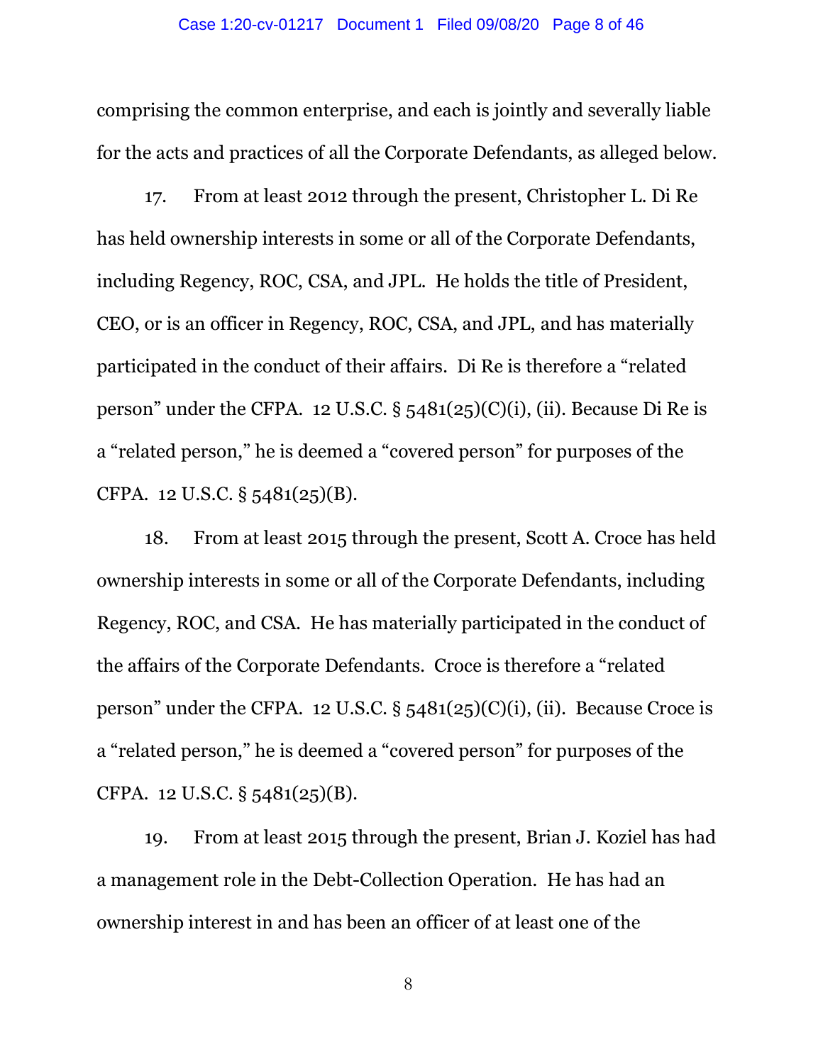comprising the common enterprise, and each is jointly and severally liable for the acts and practices of all the Corporate Defendants, as alleged below.

17. From at least 2012 through the present, Christopher L. Di Re has held ownership interests in some or all of the Corporate Defendants, including Regency, ROC, CSA, and JPL. He holds the title of President, CEO, or is an officer in Regency, ROC, CSA, and JPL, and has materially participated in the conduct of their affairs. Di Re is therefore a "related person" under the CFPA. 12 U.S.C. § 5481(25)(C)(i), (ii). Because Di Re is a "related person," he is deemed a "covered person" for purposes of the CFPA. 12 U.S.C. § 5481(25)(B).

18. From at least 2015 through the present, Scott A. Croce has held ownership interests in some or all of the Corporate Defendants, including Regency, ROC, and CSA. He has materially participated in the conduct of the affairs of the Corporate Defendants. Croce is therefore a "related person" under the CFPA. 12 U.S.C. § 5481(25)(C)(i), (ii). Because Croce is a "related person," he is deemed a "covered person" for purposes of the CFPA. 12 U.S.C. § 5481(25)(B).

19. From at least 2015 through the present, Brian J. Koziel has had a management role in the Debt-Collection Operation. He has had an ownership interest in and has been an officer of at least one of the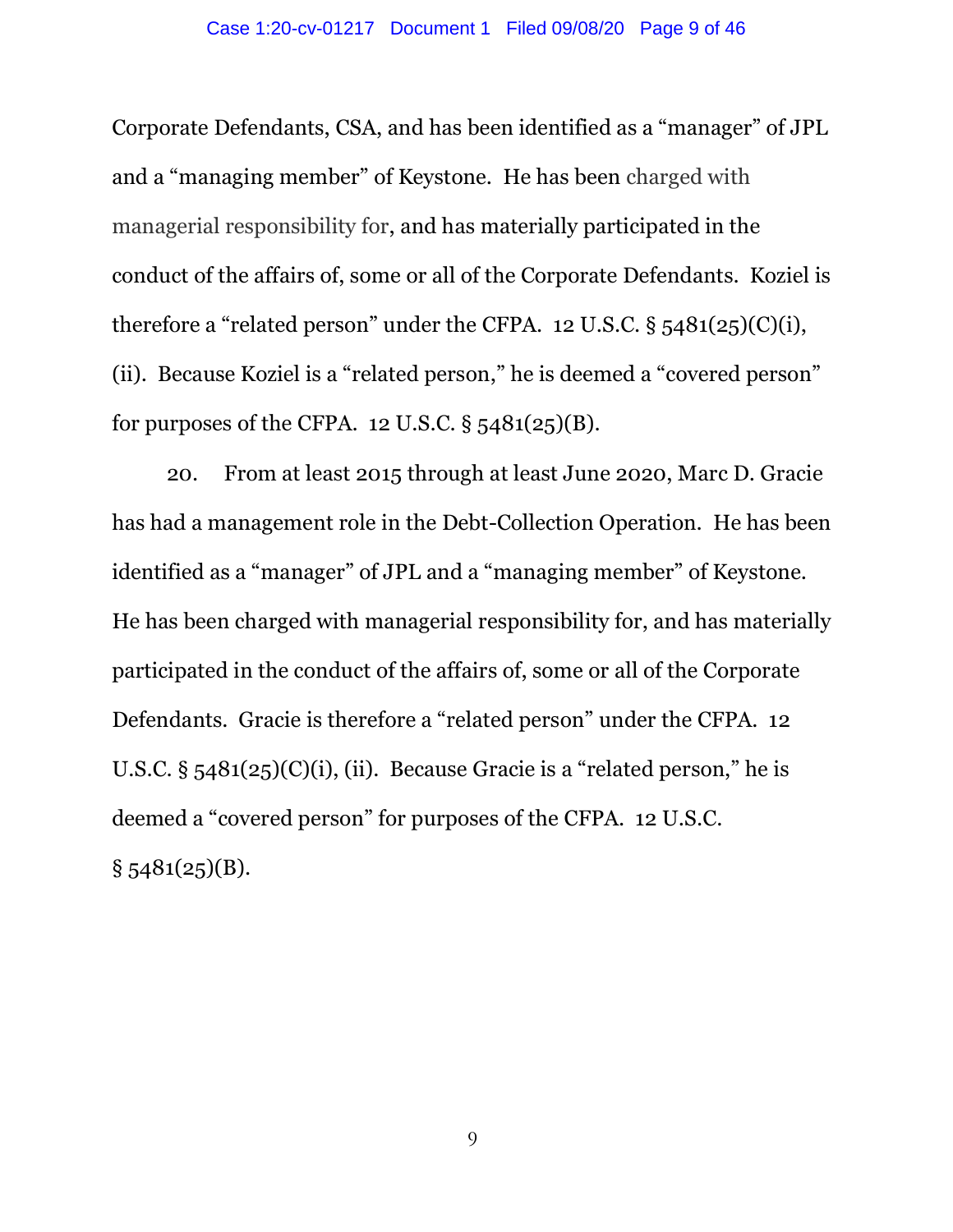Corporate Defendants, CSA, and has been identified as a "manager" of JPL and a "managing member" of Keystone. He has been charged with managerial responsibility for, and has materially participated in the conduct of the affairs of, some or all of the Corporate Defendants. Koziel is therefore a "related person" under the CFPA. 12 U.S.C. § 5481(25)(C)(i), (ii). Because Koziel is a "related person," he is deemed a "covered person" for purposes of the CFPA. 12 U.S.C. § 5481(25)(B).

20. From at least 2015 through at least June 2020, Marc D. Gracie has had a management role in the Debt-Collection Operation. He has been identified as a "manager" of JPL and a "managing member" of Keystone. He has been charged with managerial responsibility for, and has materially participated in the conduct of the affairs of, some or all of the Corporate Defendants. Gracie is therefore a "related person" under the CFPA. 12 U.S.C. § 5481(25)(C)(i), (ii). Because Gracie is a "related person," he is deemed a "covered person" for purposes of the CFPA. 12 U.S.C. § 5481(25)(B).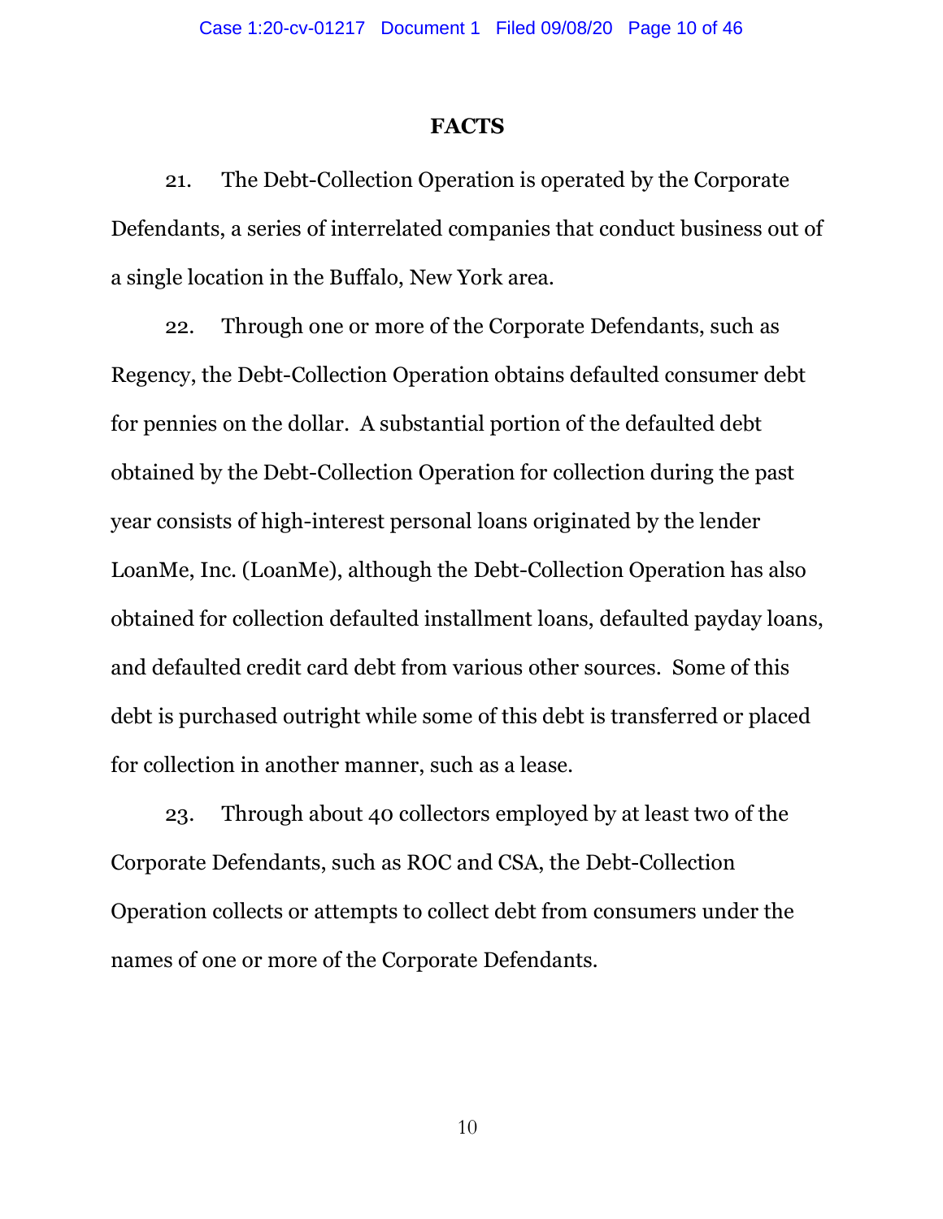## FACTS

21. The Debt-Collection Operation is operated by the Corporate Defendants, a series of interrelated companies that conduct business out of a single location in the Buffalo, New York area.

22. Through one or more of the Corporate Defendants, such as Regency, the Debt-Collection Operation obtains defaulted consumer debt for pennies on the dollar. A substantial portion of the defaulted debt obtained by the Debt-Collection Operation for collection during the past year consists of high-interest personal loans originated by the lender LoanMe, Inc. (LoanMe), although the Debt-Collection Operation has also obtained for collection defaulted installment loans, defaulted payday loans, and defaulted credit card debt from various other sources. Some of this debt is purchased outright while some of this debt is transferred or placed for collection in another manner, such as a lease.

23. Through about 40 collectors employed by at least two of the Corporate Defendants, such as ROC and CSA, the Debt-Collection Operation collects or attempts to collect debt from consumers under the names of one or more of the Corporate Defendants.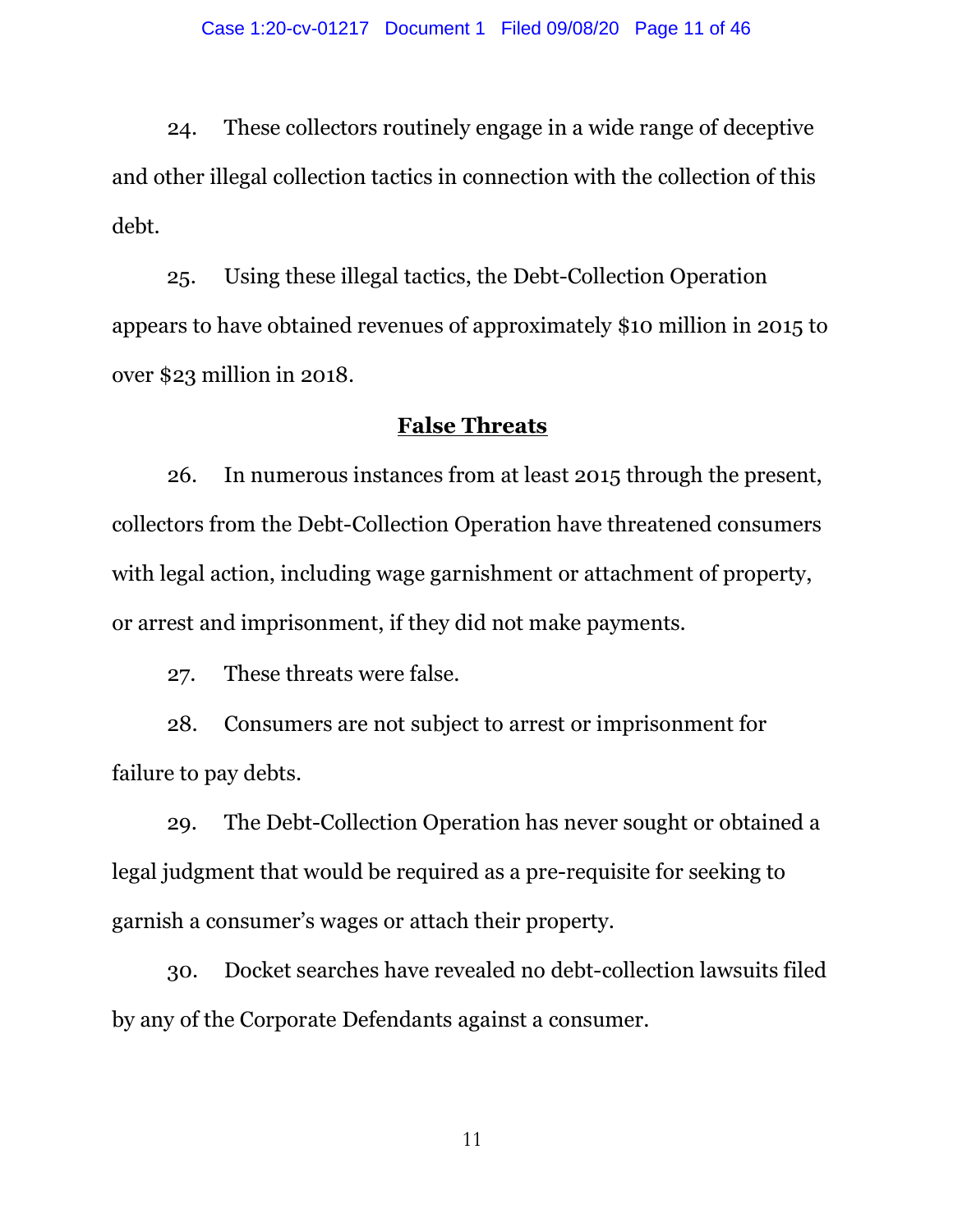24. These collectors routinely engage in a wide range of deceptive and other illegal collection tactics in connection with the collection of this debt.

25. Using these illegal tactics, the Debt-Collection Operation appears to have obtained revenues of approximately $10 million in 2015 to over $23 million in 2018.

## False Threats

26. In numerous instances from at least 2015 through the present, collectors from the Debt-Collection Operation have threatened consumers with legal action, including wage garnishment or attachment of property, or arrest and imprisonment, if they did not make payments.

27. These threats were false.

28. Consumers are not subject to arrest or imprisonment for failure to pay debts.

29. The Debt-Collection Operation has never sought or obtained a legal judgment that would be required as a pre-requisite for seeking to garnish a consumer's wages or attach their property.

30. Docket searches have revealed no debt-collection lawsuits filed by any of the Corporate Defendants against a consumer.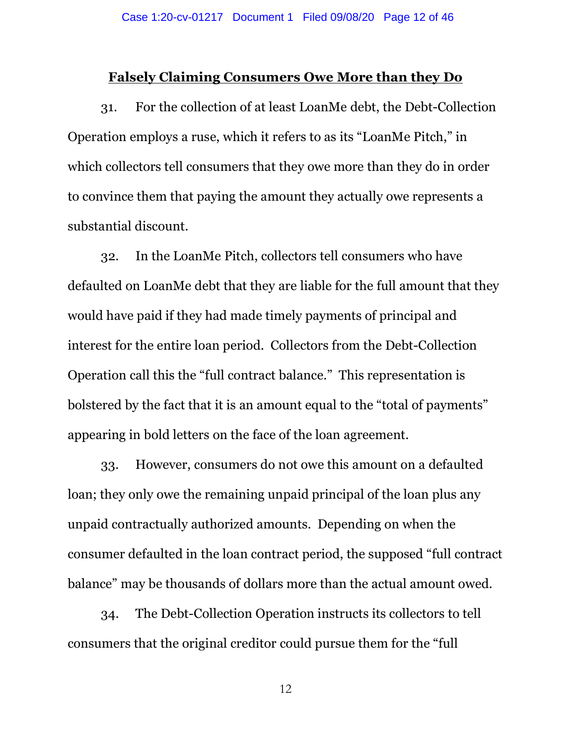## Falsely Claiming Consumers Owe More than they Do

31. For the collection of at least LoanMe debt, the Debt-Collection Operation employs a ruse, which it refers to as its "LoanMe Pitch," in which collectors tell consumers that they owe more than they do in order to convince them that paying the amount they actually owe represents a substantial discount.

32. In the LoanMe Pitch, collectors tell consumers who have defaulted on LoanMe debt that they are liable for the full amount that they would have paid if they had made timely payments of principal and interest for the entire loan period. Collectors from the Debt-Collection Operation call this the "full contract balance." This representation is bolstered by the fact that it is an amount equal to the "total of payments" appearing in bold letters on the face of the loan agreement.

33. However, consumers do not owe this amount on a defaulted loan; they only owe the remaining unpaid principal of the loan plus any unpaid contractually authorized amounts. Depending on when the consumer defaulted in the loan contract period, the supposed "full contract balance" may be thousands of dollars more than the actual amount owed.

34. The Debt-Collection Operation instructs its collectors to tell consumers that the original creditor could pursue them for the "full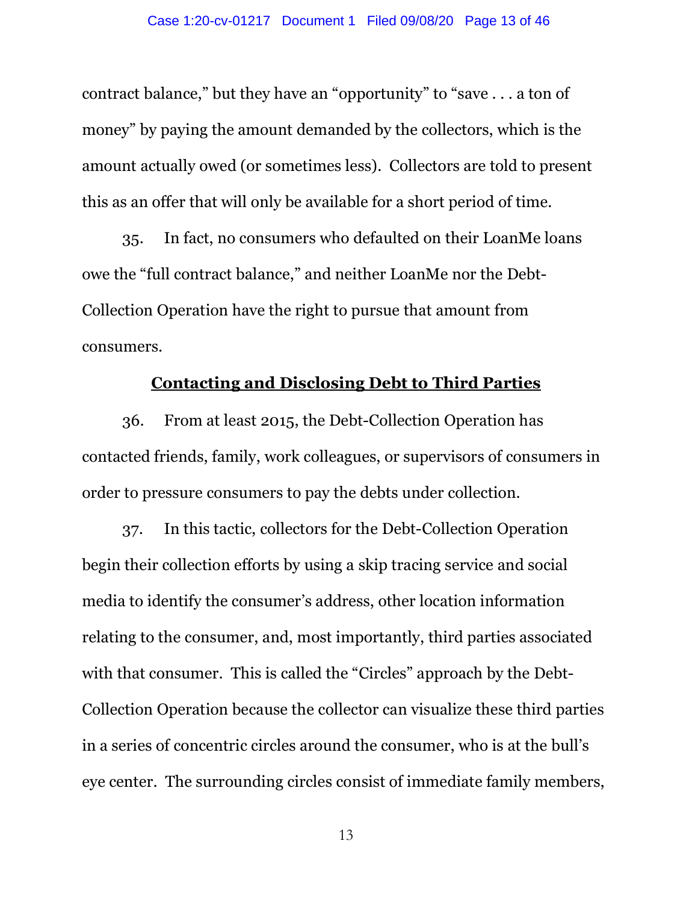contract balance," but they have an "opportunity" to "save . . . a ton of money" by paying the amount demanded by the collectors, which is the amount actually owed (or sometimes less). Collectors are told to present this as an offer that will only be available for a short period of time.

35. In fact, no consumers who defaulted on their LoanMe loans owe the "full contract balance," and neither LoanMe nor the Debt-Collection Operation have the right to pursue that amount from consumers.

## Contacting and Disclosing Debt to Third Parties

36. From at least 2015, the Debt-Collection Operation has contacted friends, family, work colleagues, or supervisors of consumers in order to pressure consumers to pay the debts under collection.

37. In this tactic, collectors for the Debt-Collection Operation begin their collection efforts by using a skip tracing service and social media to identify the consumer's address, other location information relating to the consumer, and, most importantly, third parties associated with that consumer. This is called the "Circles" approach by the Debt-Collection Operation because the collector can visualize these third parties in a series of concentric circles around the consumer, who is at the bull's eye center. The surrounding circles consist of immediate family members,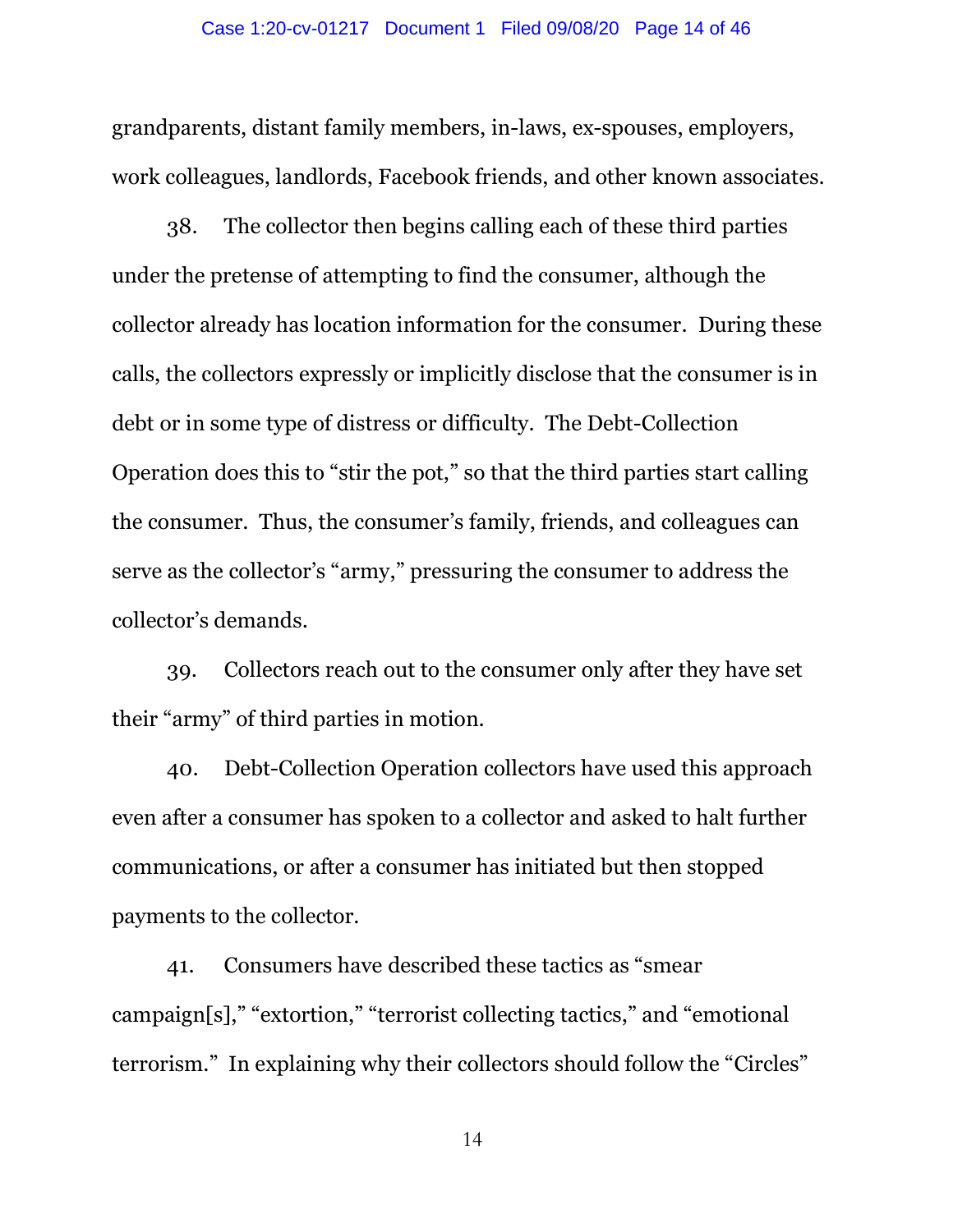grandparents, distant family members, in-laws, ex-spouses, employers, work colleagues, landlords, Facebook friends, and other known associates.

38. The collector then begins calling each of these third parties under the pretense of attempting to find the consumer, although the collector already has location information for the consumer. During these calls, the collectors expressly or implicitly disclose that the consumer is in debt or in some type of distress or difficulty. The Debt-Collection Operation does this to "stir the pot," so that the third parties start calling the consumer. Thus, the consumer's family, friends, and colleagues can serve as the collector's "army," pressuring the consumer to address the collector's demands.

39. Collectors reach out to the consumer only after they have set their "army" of third parties in motion.

40. Debt-Collection Operation collectors have used this approach even after a consumer has spoken to a collector and asked to halt further communications, or after a consumer has initiated but then stopped payments to the collector.

41. Consumers have described these tactics as "smear campaign[s]," "extortion," "terrorist collecting tactics," and "emotional terrorism." In explaining why their collectors should follow the "Circles"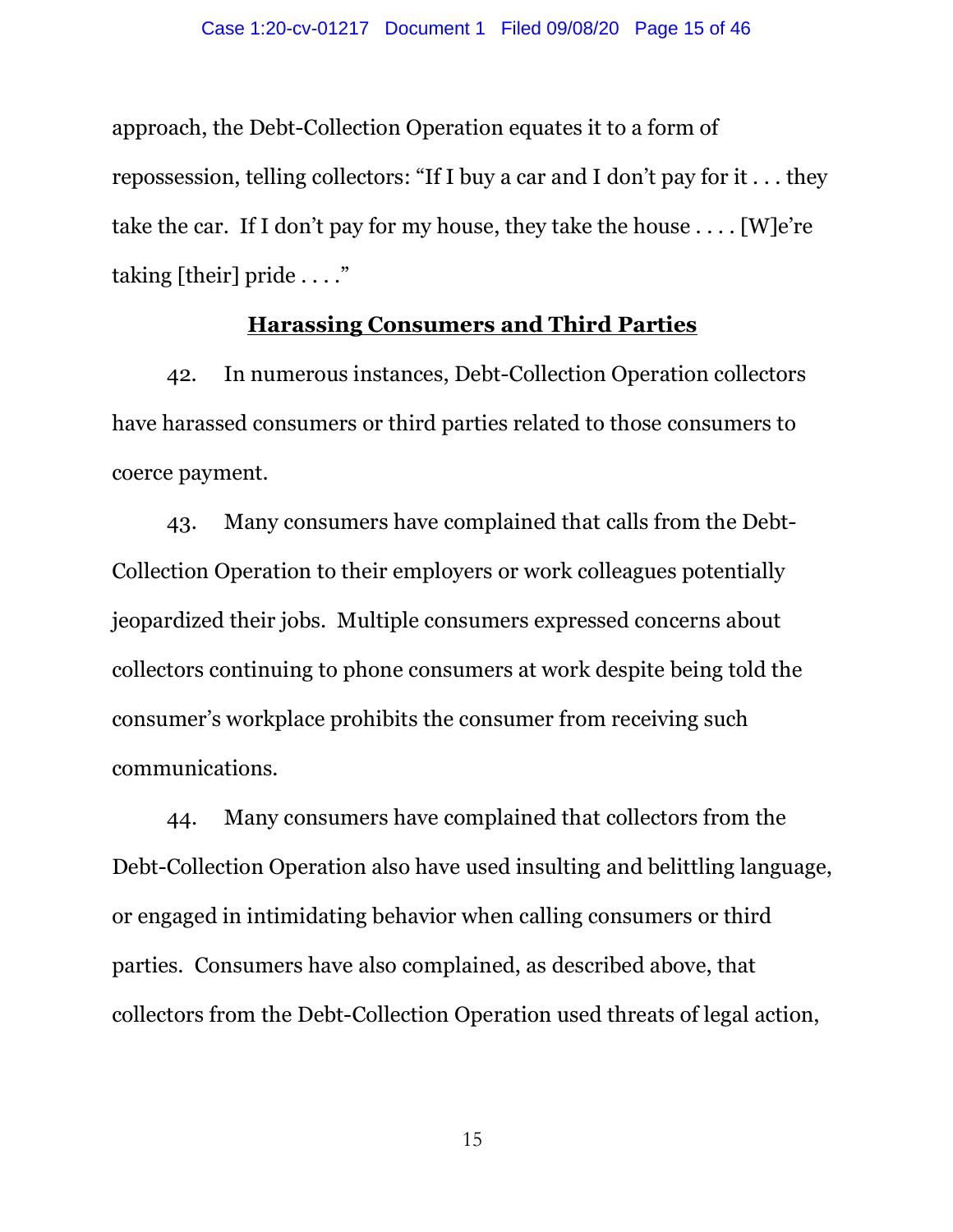approach, the Debt-Collection Operation equates it to a form of repossession, telling collectors: "If I buy a car and I don't pay for it . . . they take the car. If I don't pay for my house, they take the house . . . . [W]e're taking [their] pride . . . ."

**Harassing Consumers and Third Parties**

42. In numerous instances, Debt-Collection Operation collectors have harassed consumers or third parties related to those consumers to coerce payment.

43. Many consumers have complained that calls from the Debt-Collection Operation to their employers or work colleagues potentially jeopardized their jobs. Multiple consumers expressed concerns about collectors continuing to phone consumers at work despite being told the consumer's workplace prohibits the consumer from receiving such communications.

44. Many consumers have complained that collectors from the Debt-Collection Operation also have used insulting and belittling language, or engaged in intimidating behavior when calling consumers or third parties. Consumers have also complained, as described above, that collectors from the Debt-Collection Operation used threats of legal action,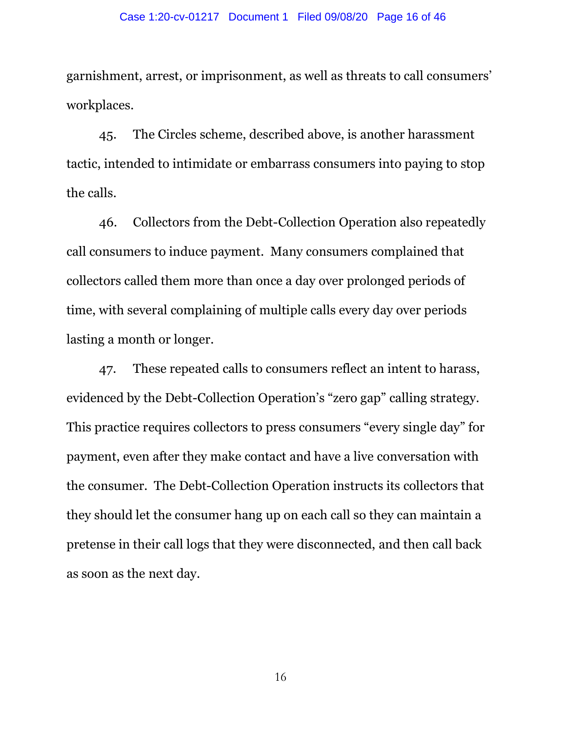garnishment, arrest, or imprisonment, as well as threats to call consumers' workplaces.

45. The Circles scheme, described above, is another harassment tactic, intended to intimidate or embarrass consumers into paying to stop the calls.

46. Collectors from the Debt-Collection Operation also repeatedly call consumers to induce payment. Many consumers complained that collectors called them more than once a day over prolonged periods of time, with several complaining of multiple calls every day over periods lasting a month or longer.

47. These repeated calls to consumers reflect an intent to harass, evidenced by the Debt-Collection Operation's "zero gap" calling strategy. This practice requires collectors to press consumers "every single day" for payment, even after they make contact and have a live conversation with the consumer. The Debt-Collection Operation instructs its collectors that they should let the consumer hang up on each call so they can maintain a pretense in their call logs that they were disconnected, and then call back as soon as the next day.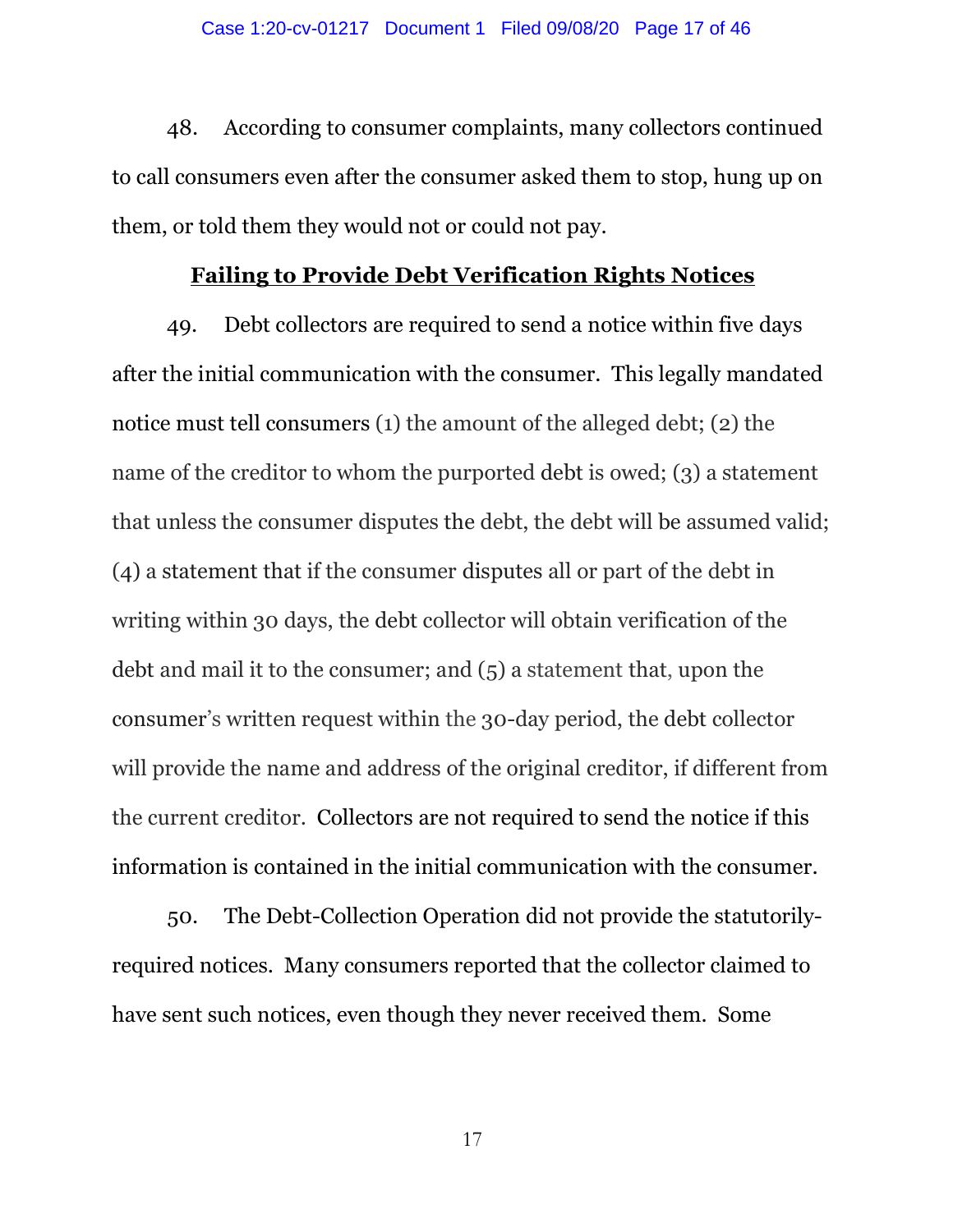48. According to consumer complaints, many collectors continued to call consumers even after the consumer asked them to stop, hung up on them, or told them they would not or could not pay.

**Failing to Provide Debt Verification Rights Notices**

49. Debt collectors are required to send a notice within five days after the initial communication with the consumer. This legally mandated notice must tell consumers (1) the amount of the alleged debt; (2) the name of the creditor to whom the purported debt is owed; (3) a statement that unless the consumer disputes the debt, the debt will be assumed valid; (4) a statement that if the consumer disputes all or part of the debt in writing within 30 days, the debt collector will obtain verification of the debt and mail it to the consumer; and (5) a statement that, upon the consumer's written request within the 30-day period, the debt collector will provide the name and address of the original creditor, if different from the current creditor. Collectors are not required to send the notice if this information is contained in the initial communication with the consumer.

50. The Debt-Collection Operation did not provide the statutorily-required notices. Many consumers reported that the collector claimed to have sent such notices, even though they never received them. Some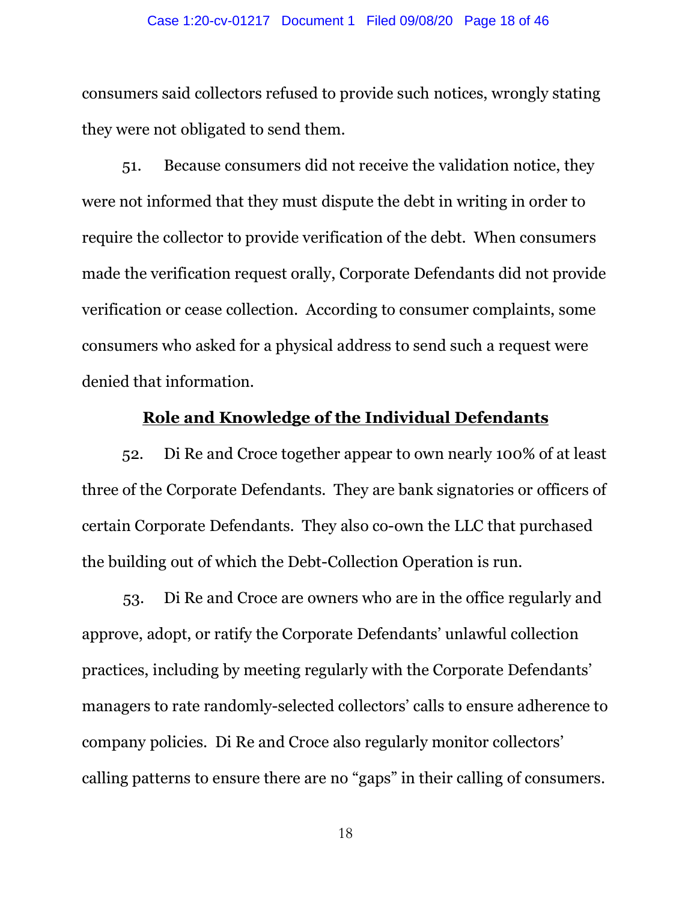consumers said collectors refused to provide such notices, wrongly stating they were not obligated to send them.

51. Because consumers did not receive the validation notice, they were not informed that they must dispute the debt in writing in order to require the collector to provide verification of the debt. When consumers made the verification request orally, Corporate Defendants did not provide verification or cease collection. According to consumer complaints, some consumers who asked for a physical address to send such a request were denied that information.

## Role and Knowledge of the Individual Defendants

52. Di Re and Croce together appear to own nearly 100% of at least three of the Corporate Defendants. They are bank signatories or officers of certain Corporate Defendants. They also co-own the LLC that purchased the building out of which the Debt-Collection Operation is run.

53. Di Re and Croce are owners who are in the office regularly and approve, adopt, or ratify the Corporate Defendants' unlawful collection practices, including by meeting regularly with the Corporate Defendants' managers to rate randomly-selected collectors' calls to ensure adherence to company policies. Di Re and Croce also regularly monitor collectors' calling patterns to ensure there are no "gaps" in their calling of consumers.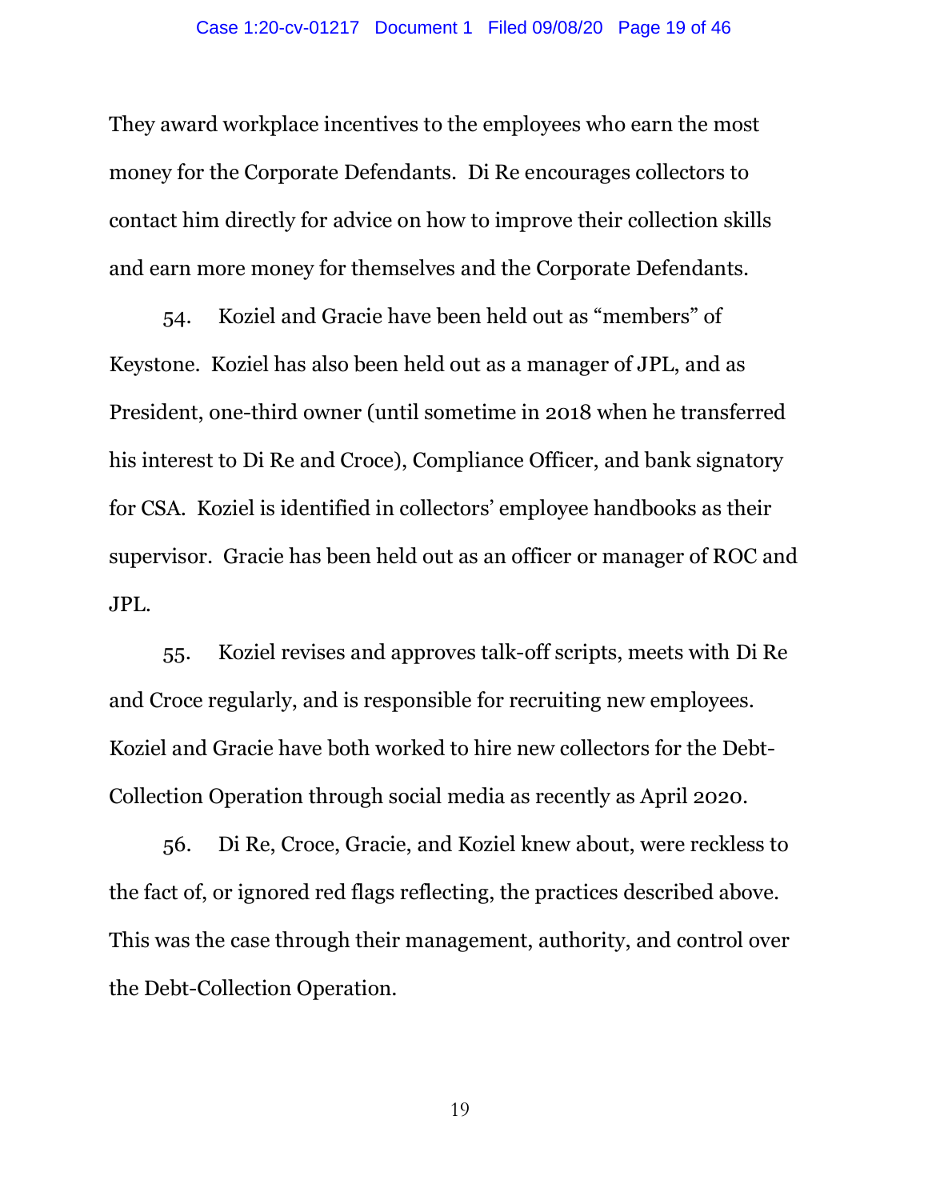They award workplace incentives to the employees who earn the most money for the Corporate Defendants. Di Re encourages collectors to contact him directly for advice on how to improve their collection skills and earn more money for themselves and the Corporate Defendants.

54. Koziel and Gracie have been held out as "members" of Keystone. Koziel has also been held out as a manager of JPL, and as President, one-third owner (until sometime in 2018 when he transferred his interest to Di Re and Croce), Compliance Officer, and bank signatory for CSA. Koziel is identified in collectors' employee handbooks as their supervisor. Gracie has been held out as an officer or manager of ROC and JPL.

55. Koziel revises and approves talk-off scripts, meets with Di Re and Croce regularly, and is responsible for recruiting new employees. Koziel and Gracie have both worked to hire new collectors for the Debt-Collection Operation through social media as recently as April 2020.

56. Di Re, Croce, Gracie, and Koziel knew about, were reckless to the fact of, or ignored red flags reflecting, the practices described above. This was the case through their management, authority, and control over the Debt-Collection Operation.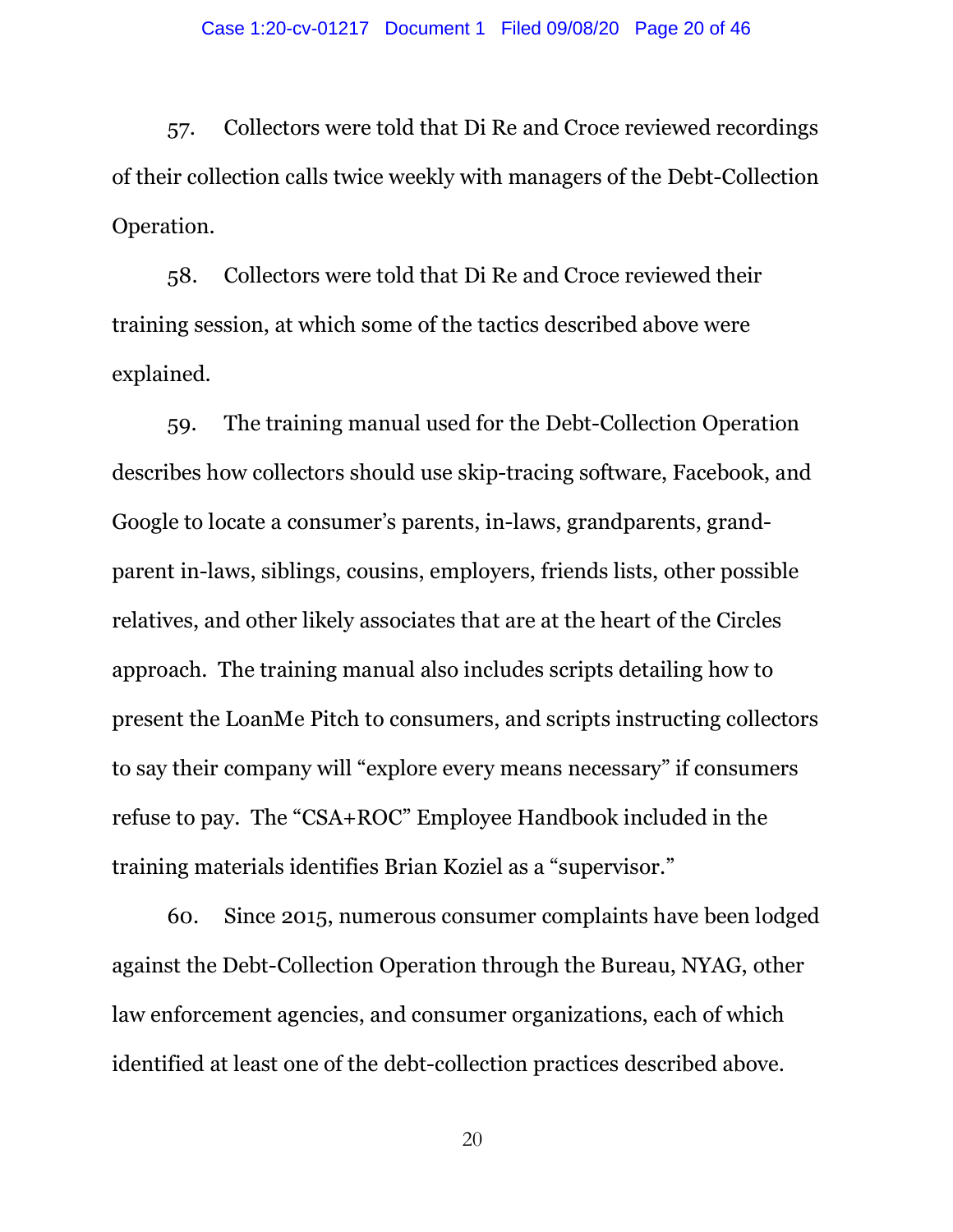57. Collectors were told that Di Re and Croce reviewed recordings of their collection calls twice weekly with managers of the Debt-Collection Operation.

58. Collectors were told that Di Re and Croce reviewed their training session, at which some of the tactics described above were explained.

59. The training manual used for the Debt-Collection Operation describes how collectors should use skip-tracing software, Facebook, and Google to locate a consumer's parents, in-laws, grandparents, grand-parent in-laws, siblings, cousins, employers, friends lists, other possible relatives, and other likely associates that are at the heart of the Circles approach. The training manual also includes scripts detailing how to present the LoanMe Pitch to consumers, and scripts instructing collectors to say their company will "explore every means necessary" if consumers refuse to pay. The "CSA+ROC" Employee Handbook included in the training materials identifies Brian Koziel as a "supervisor."

60. Since 2015, numerous consumer complaints have been lodged against the Debt-Collection Operation through the Bureau, NYAG, other law enforcement agencies, and consumer organizations, each of which identified at least one of the debt-collection practices described above.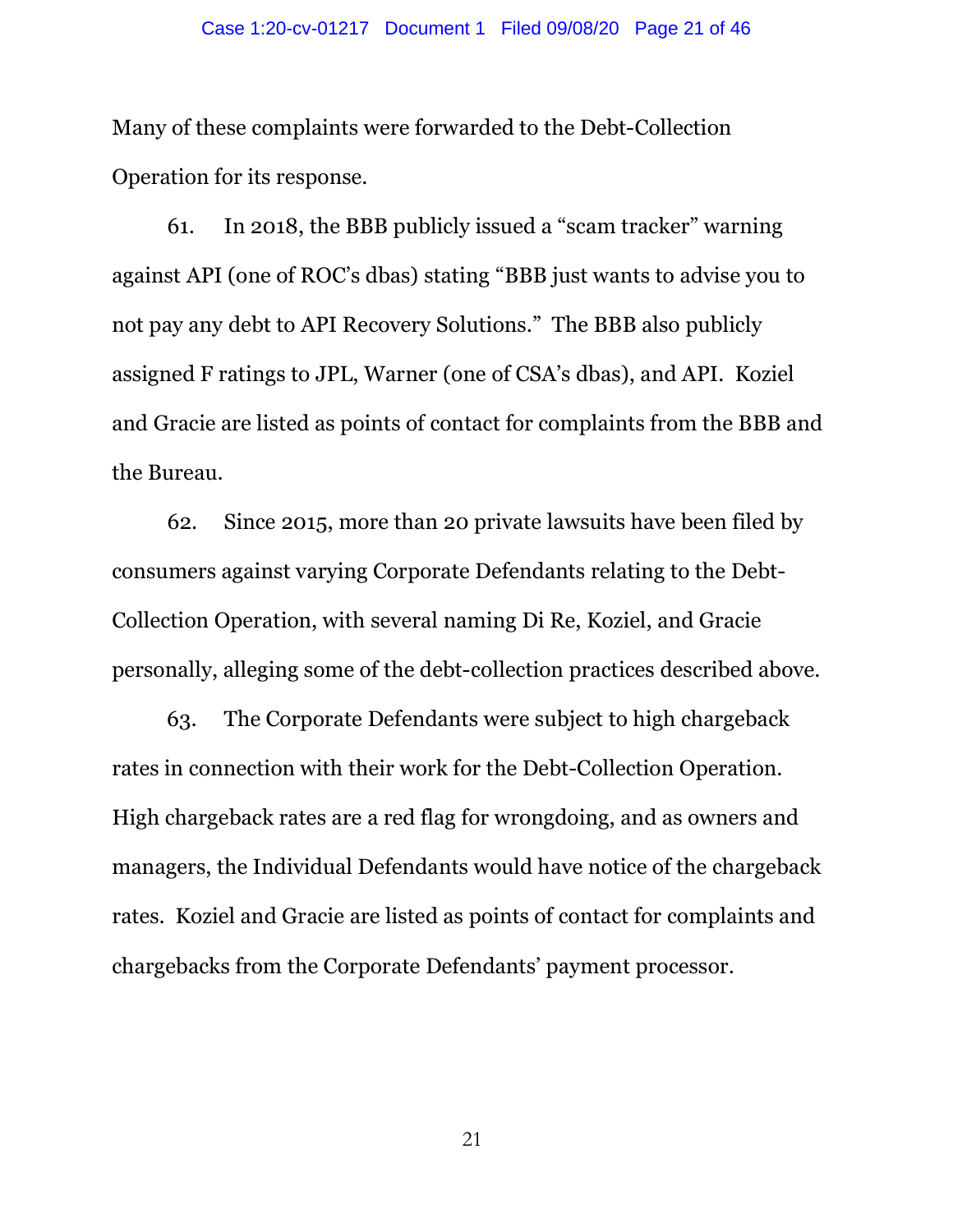Many of these complaints were forwarded to the Debt-Collection Operation for its response.

61. In 2018, the BBB publicly issued a "scam tracker" warning against API (one of ROC's dbas) stating "BBB just wants to advise you to not pay any debt to API Recovery Solutions." The BBB also publicly assigned F ratings to JPL, Warner (one of CSA's dbas), and API. Koziel and Gracie are listed as points of contact for complaints from the BBB and the Bureau.

62. Since 2015, more than 20 private lawsuits have been filed by consumers against varying Corporate Defendants relating to the Debt-Collection Operation, with several naming Di Re, Koziel, and Gracie personally, alleging some of the debt-collection practices described above.

63. The Corporate Defendants were subject to high chargeback rates in connection with their work for the Debt-Collection Operation. High chargeback rates are a red flag for wrongdoing, and as owners and managers, the Individual Defendants would have notice of the chargeback rates. Koziel and Gracie are listed as points of contact for complaints and chargebacks from the Corporate Defendants' payment processor.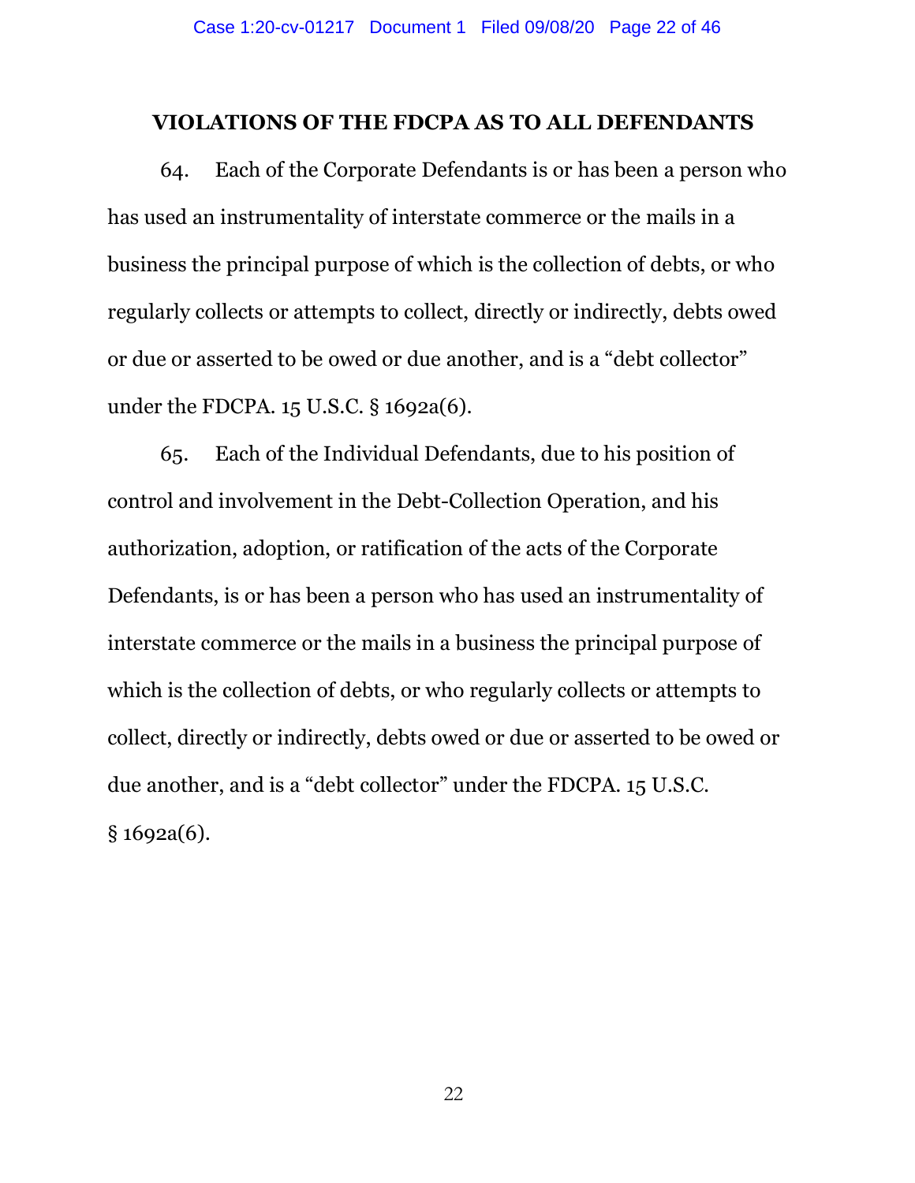## VIOLATIONS OF THE FDCPA AS TO ALL DEFENDANTS

64. Each of the Corporate Defendants is or has been a person who has used an instrumentality of interstate commerce or the mails in a business the principal purpose of which is the collection of debts, or who regularly collects or attempts to collect, directly or indirectly, debts owed or due or asserted to be owed or due another, and is a "debt collector" under the FDCPA. 15 U.S.C. § 1692a(6).

65. Each of the Individual Defendants, due to his position of control and involvement in the Debt-Collection Operation, and his authorization, adoption, or ratification of the acts of the Corporate Defendants, is or has been a person who has used an instrumentality of interstate commerce or the mails in a business the principal purpose of which is the collection of debts, or who regularly collects or attempts to collect, directly or indirectly, debts owed or due or asserted to be owed or due another, and is a "debt collector" under the FDCPA. 15 U.S.C. § 1692a(6).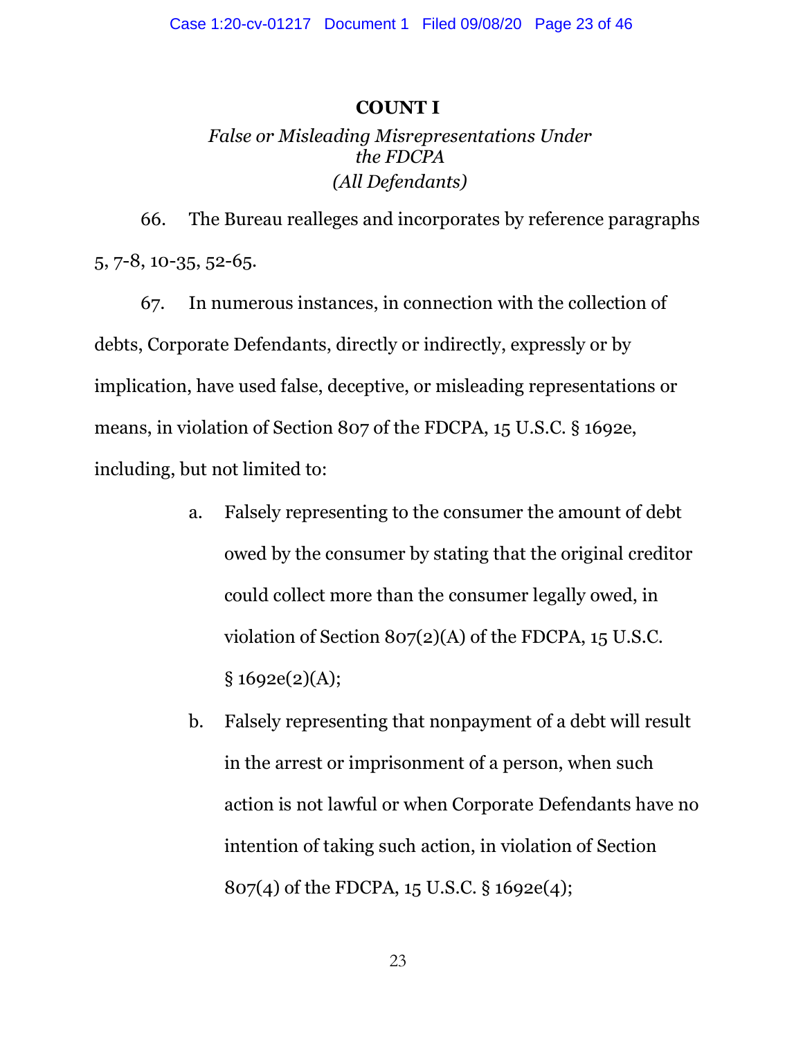**COUNT I**

*False or Misleading Misrepresentations Under the FDCPA*
*(All Defendants)*

66. The Bureau realleges and incorporates by reference paragraphs 5, 7-8, 10-35, 52-65.

67. In numerous instances, in connection with the collection of debts, Corporate Defendants, directly or indirectly, expressly or by implication, have used false, deceptive, or misleading representations or means, in violation of Section 807 of the FDCPA, 15 U.S.C. § 1692e, including, but not limited to:

a. Falsely representing to the consumer the amount of debt owed by the consumer by stating that the original creditor could collect more than the consumer legally owed, in violation of Section 807(2)(A) of the FDCPA, 15 U.S.C. § 1692e(2)(A);

b. Falsely representing that nonpayment of a debt will result in the arrest or imprisonment of a person, when such action is not lawful or when Corporate Defendants have no intention of taking such action, in violation of Section 807(4) of the FDCPA, 15 U.S.C. § 1692e(4);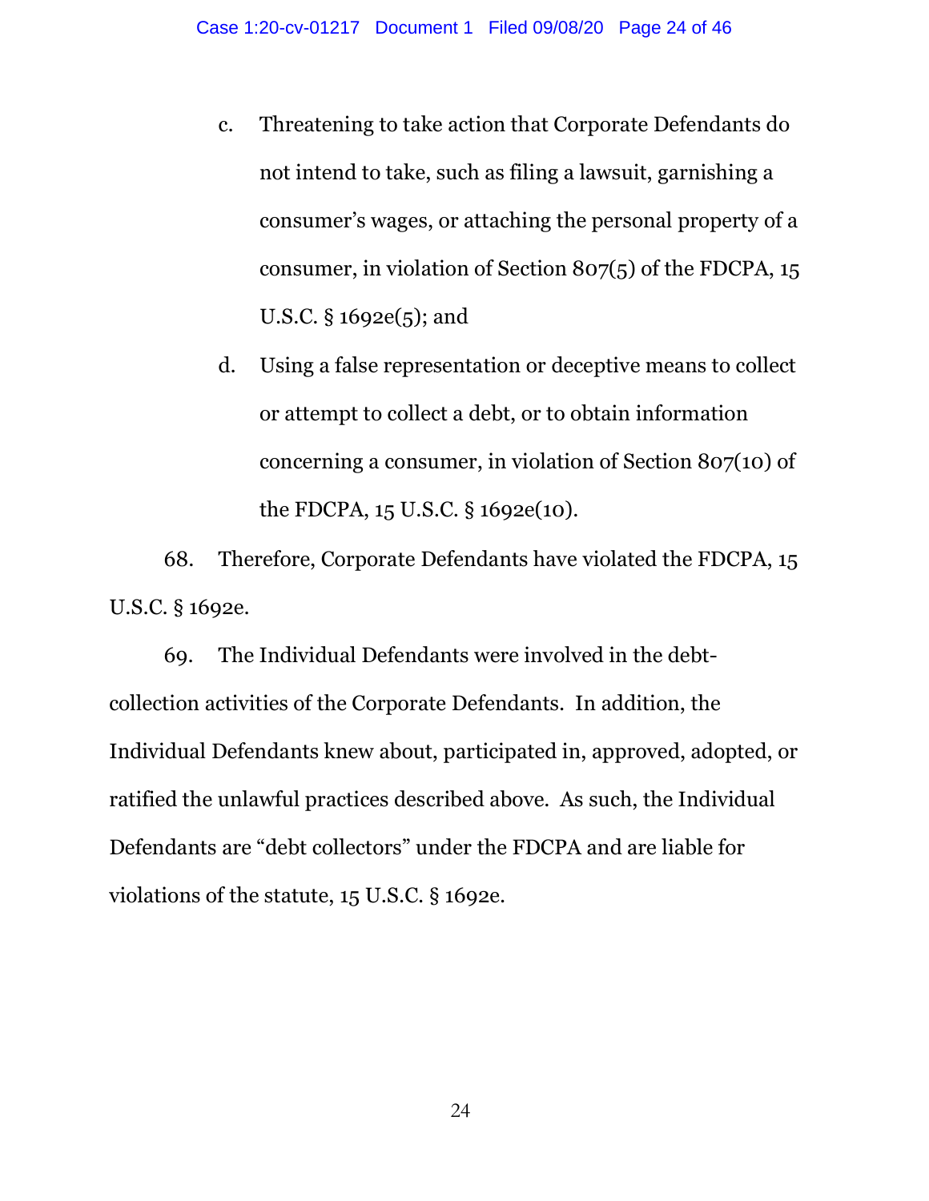c. Threatening to take action that Corporate Defendants do not intend to take, such as filing a lawsuit, garnishing a consumer's wages, or attaching the personal property of a consumer, in violation of Section 807(5) of the FDCPA, 15 U.S.C. § 1692e(5); and

d. Using a false representation or deceptive means to collect or attempt to collect a debt, or to obtain information concerning a consumer, in violation of Section 807(10) of the FDCPA, 15 U.S.C. § 1692e(10).

68. Therefore, Corporate Defendants have violated the FDCPA, 15 U.S.C. § 1692e.

69. The Individual Defendants were involved in the debt-collection activities of the Corporate Defendants. In addition, the Individual Defendants knew about, participated in, approved, adopted, or ratified the unlawful practices described above. As such, the Individual Defendants are "debt collectors" under the FDCPA and are liable for violations of the statute, 15 U.S.C. § 1692e.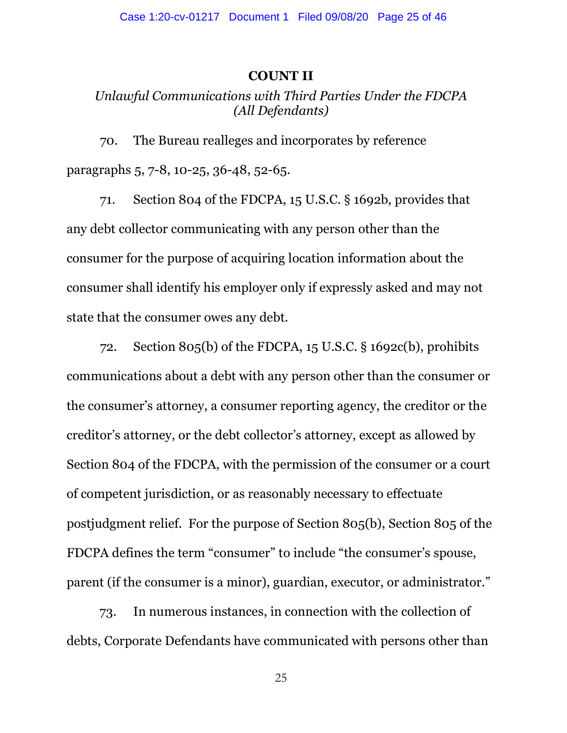## COUNT II

*Unlawful Communications with Third Parties Under the FDCPA (All Defendants)*

70. The Bureau realleges and incorporates by reference paragraphs 5, 7-8, 10-25, 36-48, 52-65.

71. Section 804 of the FDCPA, 15 U.S.C. § 1692b, provides that any debt collector communicating with any person other than the consumer for the purpose of acquiring location information about the consumer shall identify his employer only if expressly asked and may not state that the consumer owes any debt.

72. Section 805(b) of the FDCPA, 15 U.S.C. § 1692c(b), prohibits communications about a debt with any person other than the consumer or the consumer's attorney, a consumer reporting agency, the creditor or the creditor's attorney, or the debt collector's attorney, except as allowed by Section 804 of the FDCPA, with the permission of the consumer or a court of competent jurisdiction, or as reasonably necessary to effectuate postjudgment relief. For the purpose of Section 805(b), Section 805 of the FDCPA defines the term "consumer" to include "the consumer's spouse, parent (if the consumer is a minor), guardian, executor, or administrator."

73. In numerous instances, in connection with the collection of debts, Corporate Defendants have communicated with persons other than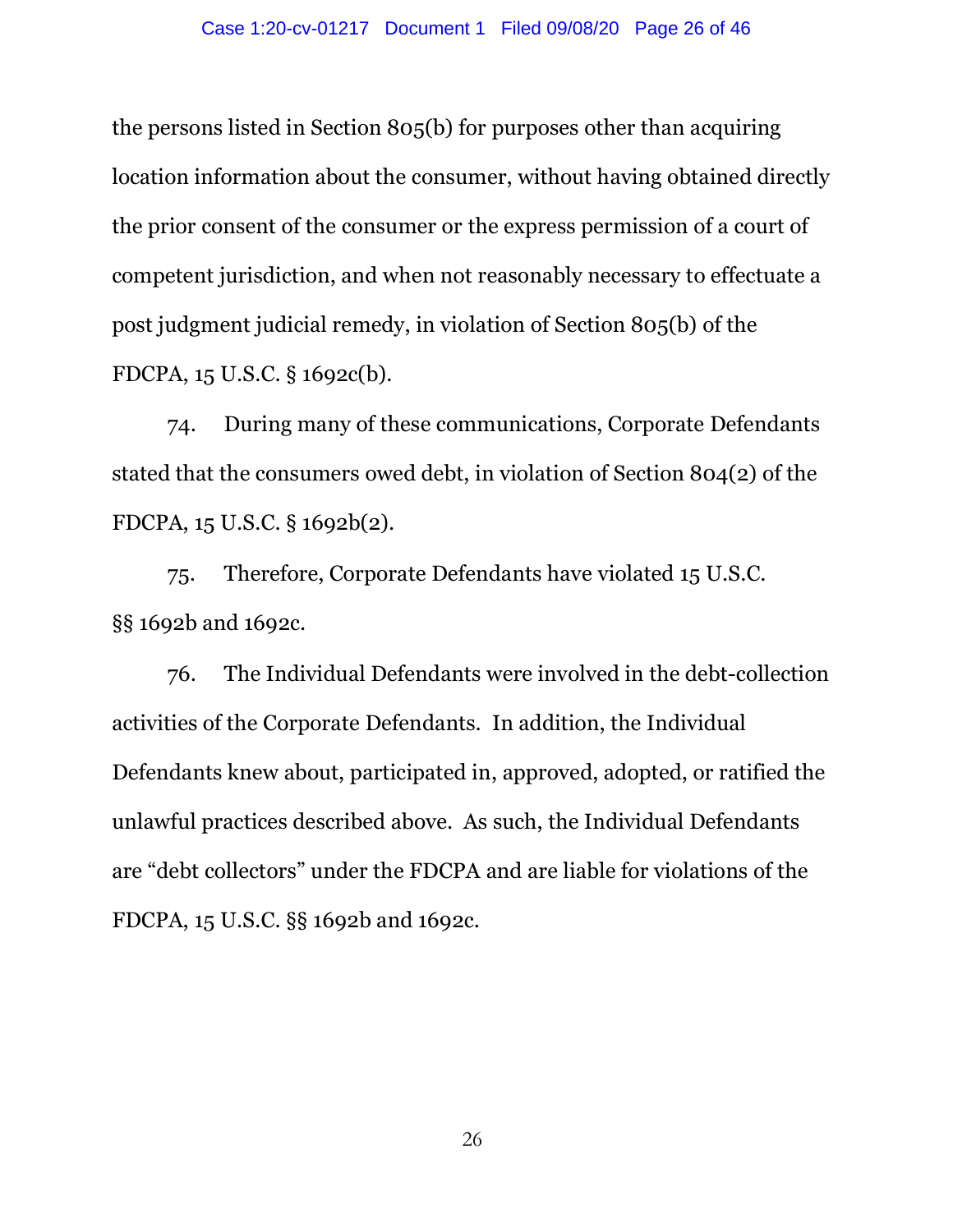the persons listed in Section 805(b) for purposes other than acquiring location information about the consumer, without having obtained directly the prior consent of the consumer or the express permission of a court of competent jurisdiction, and when not reasonably necessary to effectuate a post judgment judicial remedy, in violation of Section 805(b) of the FDCPA, 15 U.S.C. § 1692c(b).

74. During many of these communications, Corporate Defendants stated that the consumers owed debt, in violation of Section 804(2) of the FDCPA, 15 U.S.C. § 1692b(2).

75. Therefore, Corporate Defendants have violated 15 U.S.C. §§ 1692b and 1692c.

76. The Individual Defendants were involved in the debt-collection activities of the Corporate Defendants. In addition, the Individual Defendants knew about, participated in, approved, adopted, or ratified the unlawful practices described above. As such, the Individual Defendants are "debt collectors" under the FDCPA and are liable for violations of the FDCPA, 15 U.S.C. §§ 1692b and 1692c.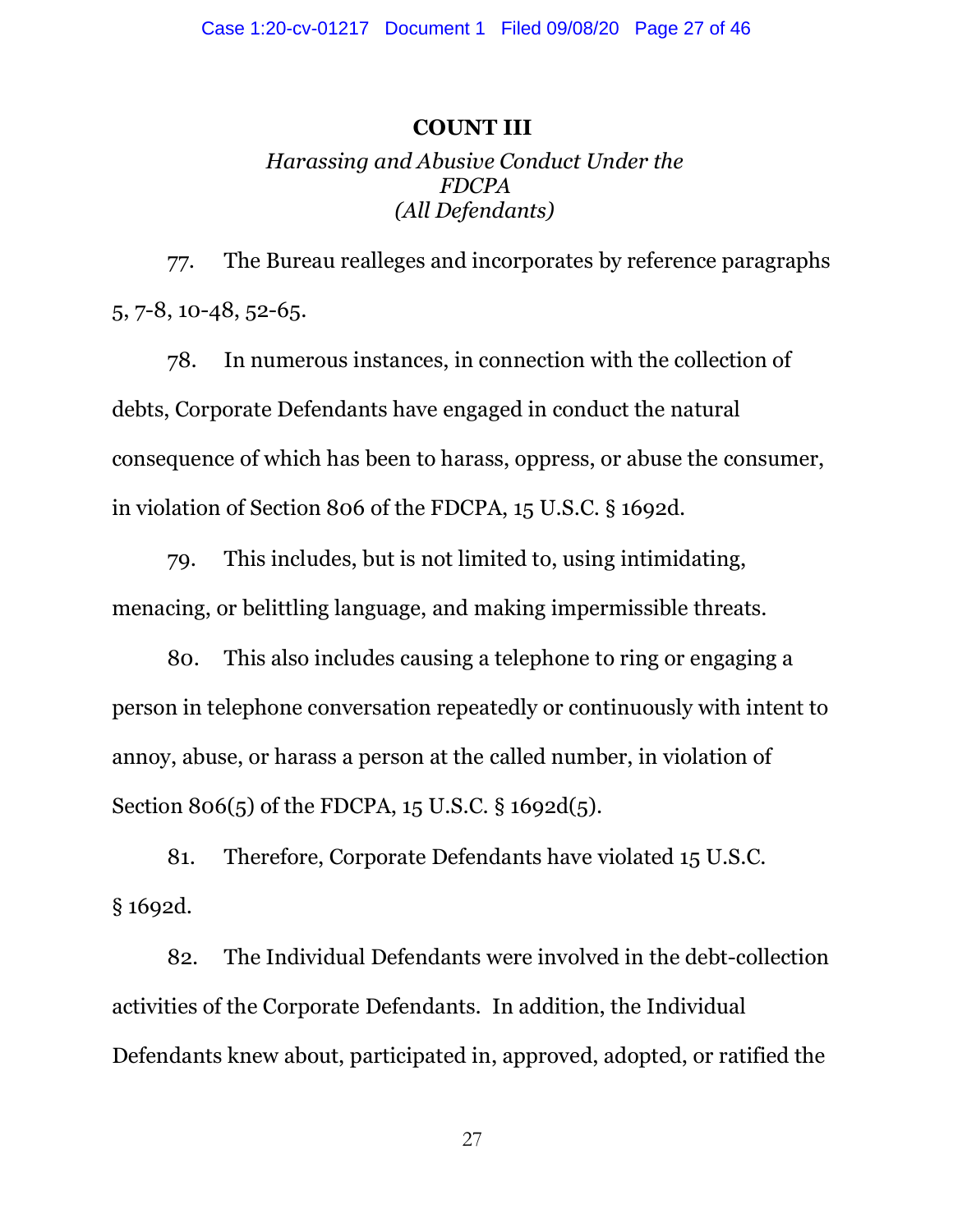## COUNT III

*Harassing and Abusive Conduct Under the FDCPA*
*(All Defendants)*

77. The Bureau realleges and incorporates by reference paragraphs 5, 7-8, 10-48, 52-65.

78. In numerous instances, in connection with the collection of debts, Corporate Defendants have engaged in conduct the natural consequence of which has been to harass, oppress, or abuse the consumer, in violation of Section 806 of the FDCPA, 15 U.S.C. § 1692d.

79. This includes, but is not limited to, using intimidating, menacing, or belittling language, and making impermissible threats.

80. This also includes causing a telephone to ring or engaging a person in telephone conversation repeatedly or continuously with intent to annoy, abuse, or harass a person at the called number, in violation of Section 806(5) of the FDCPA, 15 U.S.C. § 1692d(5).

81. Therefore, Corporate Defendants have violated 15 U.S.C. § 1692d.

82. The Individual Defendants were involved in the debt-collection activities of the Corporate Defendants. In addition, the Individual Defendants knew about, participated in, approved, adopted, or ratified the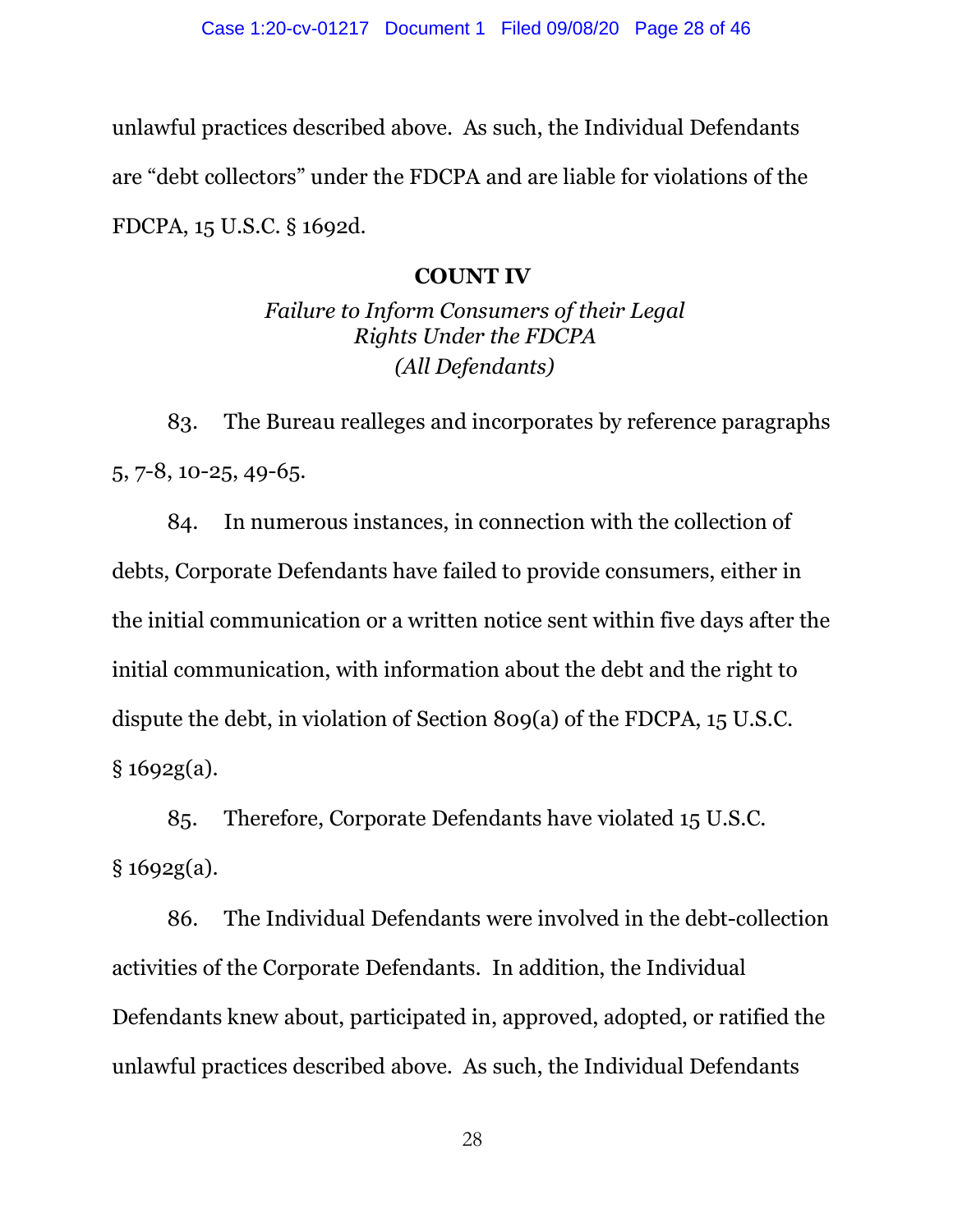unlawful practices described above. As such, the Individual Defendants are "debt collectors" under the FDCPA and are liable for violations of the FDCPA, 15 U.S.C. § 1692d.

**COUNT IV**

*Failure to Inform Consumers of their Legal Rights Under the FDCPA*
*(All Defendants)*

83. The Bureau realleges and incorporates by reference paragraphs 5, 7-8, 10-25, 49-65.

84. In numerous instances, in connection with the collection of debts, Corporate Defendants have failed to provide consumers, either in the initial communication or a written notice sent within five days after the initial communication, with information about the debt and the right to dispute the debt, in violation of Section 809(a) of the FDCPA, 15 U.S.C. § 1692g(a).

85. Therefore, Corporate Defendants have violated 15 U.S.C. § 1692g(a).

86. The Individual Defendants were involved in the debt-collection activities of the Corporate Defendants. In addition, the Individual Defendants knew about, participated in, approved, adopted, or ratified the unlawful practices described above. As such, the Individual Defendants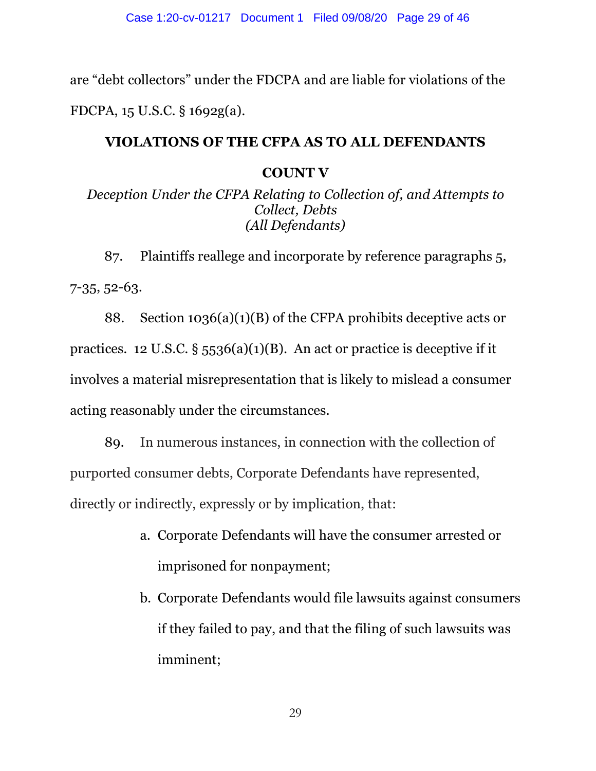are "debt collectors" under the FDCPA and are liable for violations of the FDCPA, 15 U.S.C. § 1692g(a).

## VIOLATIONS OF THE CFPA AS TO ALL DEFENDANTS

### COUNT V

*Deception Under the CFPA Relating to Collection of, and Attempts to Collect, Debts*
*(All Defendants)*

87. Plaintiffs reallege and incorporate by reference paragraphs 5, 7-35, 52-63.

88. Section 1036(a)(1)(B) of the CFPA prohibits deceptive acts or practices. 12 U.S.C. § 5536(a)(1)(B). An act or practice is deceptive if it involves a material misrepresentation that is likely to mislead a consumer acting reasonably under the circumstances.

89. In numerous instances, in connection with the collection of purported consumer debts, Corporate Defendants have represented, directly or indirectly, expressly or by implication, that:

a. Corporate Defendants will have the consumer arrested or imprisoned for nonpayment;

b. Corporate Defendants would file lawsuits against consumers if they failed to pay, and that the filing of such lawsuits was imminent;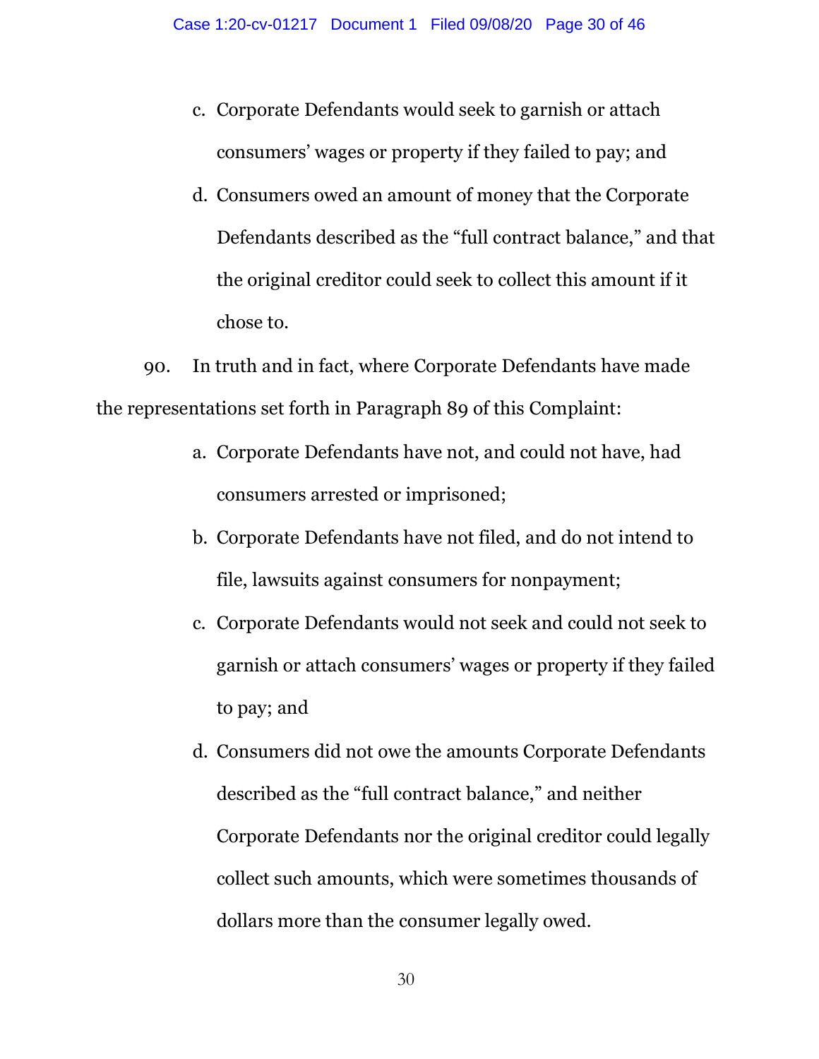c. Corporate Defendants would seek to garnish or attach consumers' wages or property if they failed to pay; and

d. Consumers owed an amount of money that the Corporate Defendants described as the "full contract balance," and that the original creditor could seek to collect this amount if it chose to.

90. In truth and in fact, where Corporate Defendants have made the representations set forth in Paragraph 89 of this Complaint:

a. Corporate Defendants have not, and could not have, had consumers arrested or imprisoned;

b. Corporate Defendants have not filed, and do not intend to file, lawsuits against consumers for nonpayment;

c. Corporate Defendants would not seek and could not seek to garnish or attach consumers' wages or property if they failed to pay; and

d. Consumers did not owe the amounts Corporate Defendants described as the "full contract balance," and neither Corporate Defendants nor the original creditor could legally collect such amounts, which were sometimes thousands of dollars more than the consumer legally owed.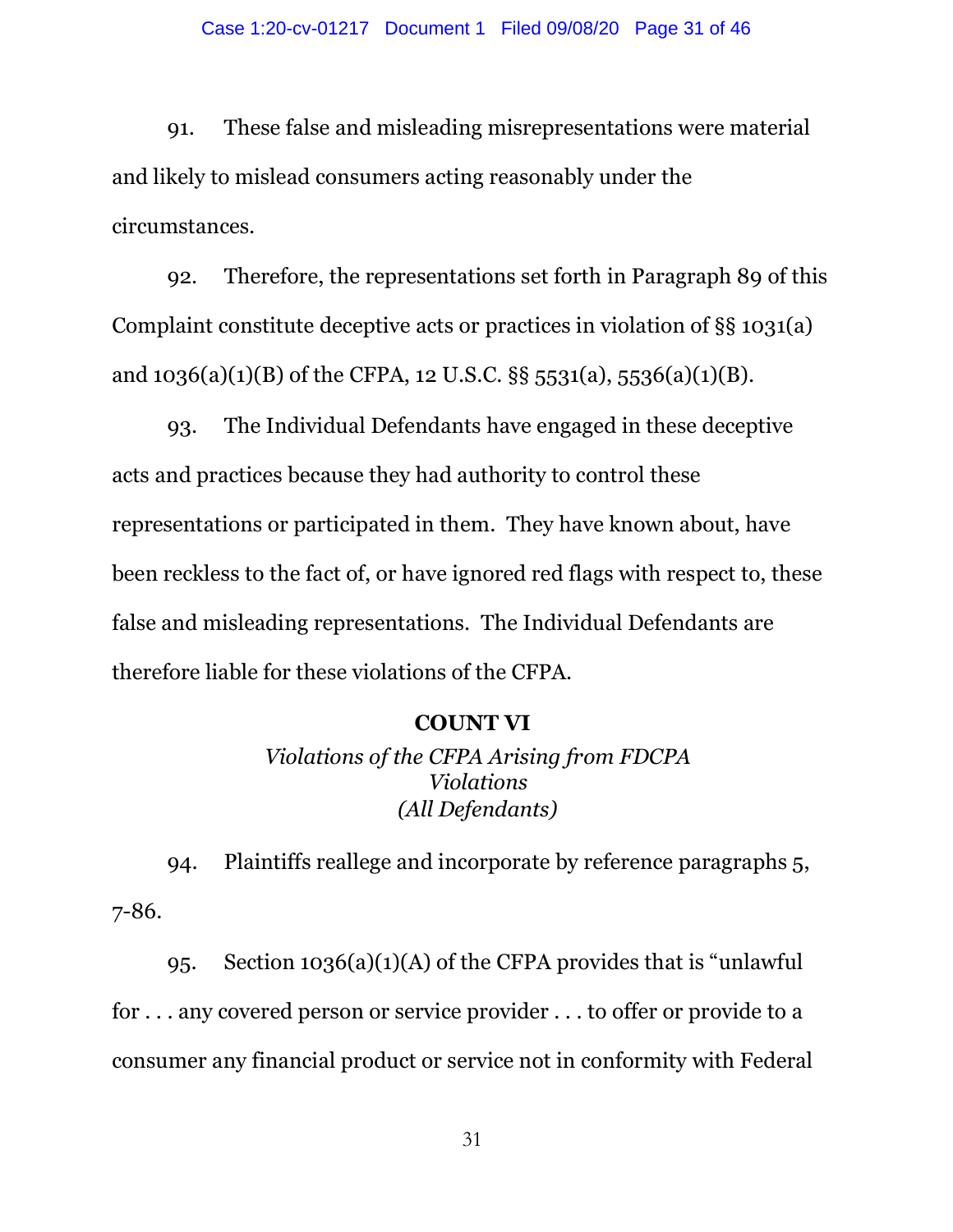91. These false and misleading misrepresentations were material and likely to mislead consumers acting reasonably under the circumstances.

92. Therefore, the representations set forth in Paragraph 89 of this Complaint constitute deceptive acts or practices in violation of §§ 1031(a) and 1036(a)(1)(B) of the CFPA, 12 U.S.C. §§ 5531(a), 5536(a)(1)(B).

93. The Individual Defendants have engaged in these deceptive acts and practices because they had authority to control these representations or participated in them. They have known about, have been reckless to the fact of, or have ignored red flags with respect to, these false and misleading representations. The Individual Defendants are therefore liable for these violations of the CFPA.

**COUNT VI**

*Violations of the CFPA Arising from FDCPA Violations*
*(All Defendants)*

94. Plaintiffs reallege and incorporate by reference paragraphs 5, 7-86.

95. Section 1036(a)(1)(A) of the CFPA provides that is "unlawful for . . . any covered person or service provider . . . to offer or provide to a consumer any financial product or service not in conformity with Federal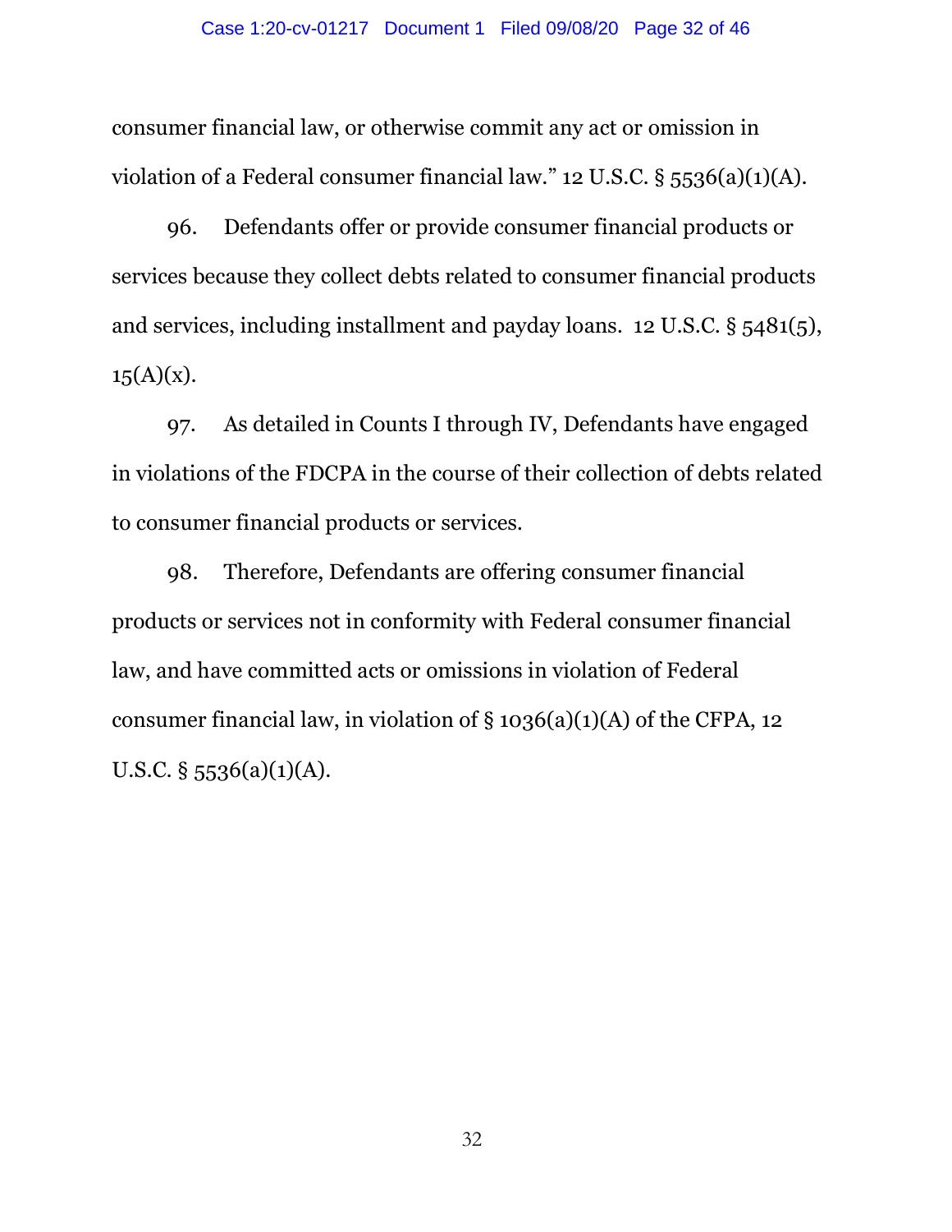consumer financial law, or otherwise commit any act or omission in violation of a Federal consumer financial law." 12 U.S.C. § 5536(a)(1)(A).

96. Defendants offer or provide consumer financial products or services because they collect debts related to consumer financial products and services, including installment and payday loans. 12 U.S.C. § 5481(5), 15(A)(x).

97. As detailed in Counts I through IV, Defendants have engaged in violations of the FDCPA in the course of their collection of debts related to consumer financial products or services.

98. Therefore, Defendants are offering consumer financial products or services not in conformity with Federal consumer financial law, and have committed acts or omissions in violation of Federal consumer financial law, in violation of § 1036(a)(1)(A) of the CFPA, 12 U.S.C. § 5536(a)(1)(A).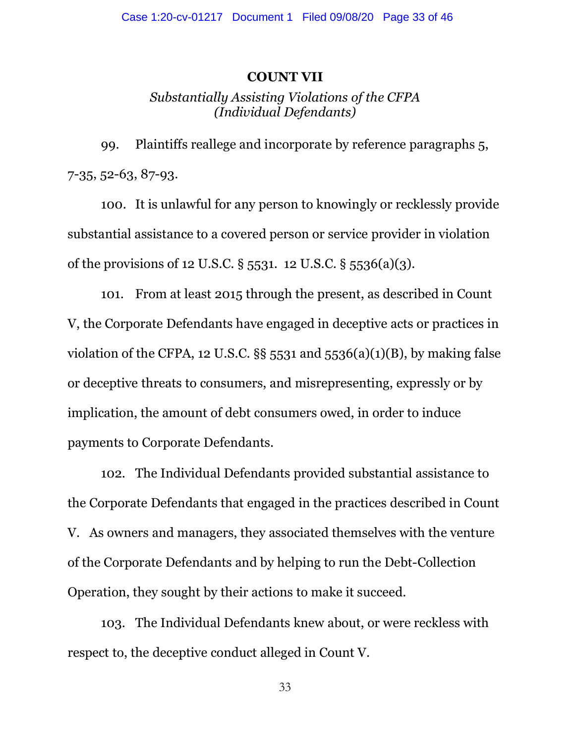## COUNT VII

*Substantially Assisting Violations of the CFPA*
*(Individual Defendants)*

99. Plaintiffs reallege and incorporate by reference paragraphs 5, 7-35, 52-63, 87-93.

100. It is unlawful for any person to knowingly or recklessly provide substantial assistance to a covered person or service provider in violation of the provisions of 12 U.S.C. § 5531. 12 U.S.C. § 5536(a)(3).

101. From at least 2015 through the present, as described in Count V, the Corporate Defendants have engaged in deceptive acts or practices in violation of the CFPA, 12 U.S.C. §§ 5531 and 5536(a)(1)(B), by making false or deceptive threats to consumers, and misrepresenting, expressly or by implication, the amount of debt consumers owed, in order to induce payments to Corporate Defendants.

102. The Individual Defendants provided substantial assistance to the Corporate Defendants that engaged in the practices described in Count V. As owners and managers, they associated themselves with the venture of the Corporate Defendants and by helping to run the Debt-Collection Operation, they sought by their actions to make it succeed.

103. The Individual Defendants knew about, or were reckless with respect to, the deceptive conduct alleged in Count V.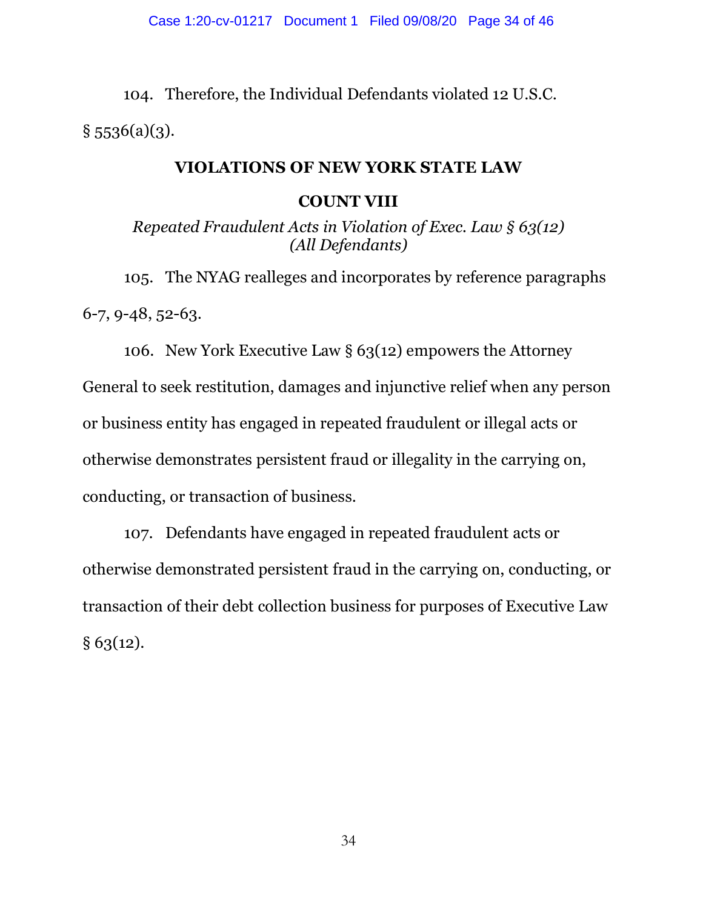104. Therefore, the Individual Defendants violated 12 U.S.C. § 5536(a)(3).

## VIOLATIONS OF NEW YORK STATE LAW

## COUNT VIII

*Repeated Fraudulent Acts in Violation of Exec. Law § 63(12)*
*(All Defendants)*

105. The NYAG realleges and incorporates by reference paragraphs 6-7, 9-48, 52-63.

106. New York Executive Law § 63(12) empowers the Attorney General to seek restitution, damages and injunctive relief when any person or business entity has engaged in repeated fraudulent or illegal acts or otherwise demonstrates persistent fraud or illegality in the carrying on, conducting, or transaction of business.

107. Defendants have engaged in repeated fraudulent acts or otherwise demonstrated persistent fraud in the carrying on, conducting, or transaction of their debt collection business for purposes of Executive Law § 63(12).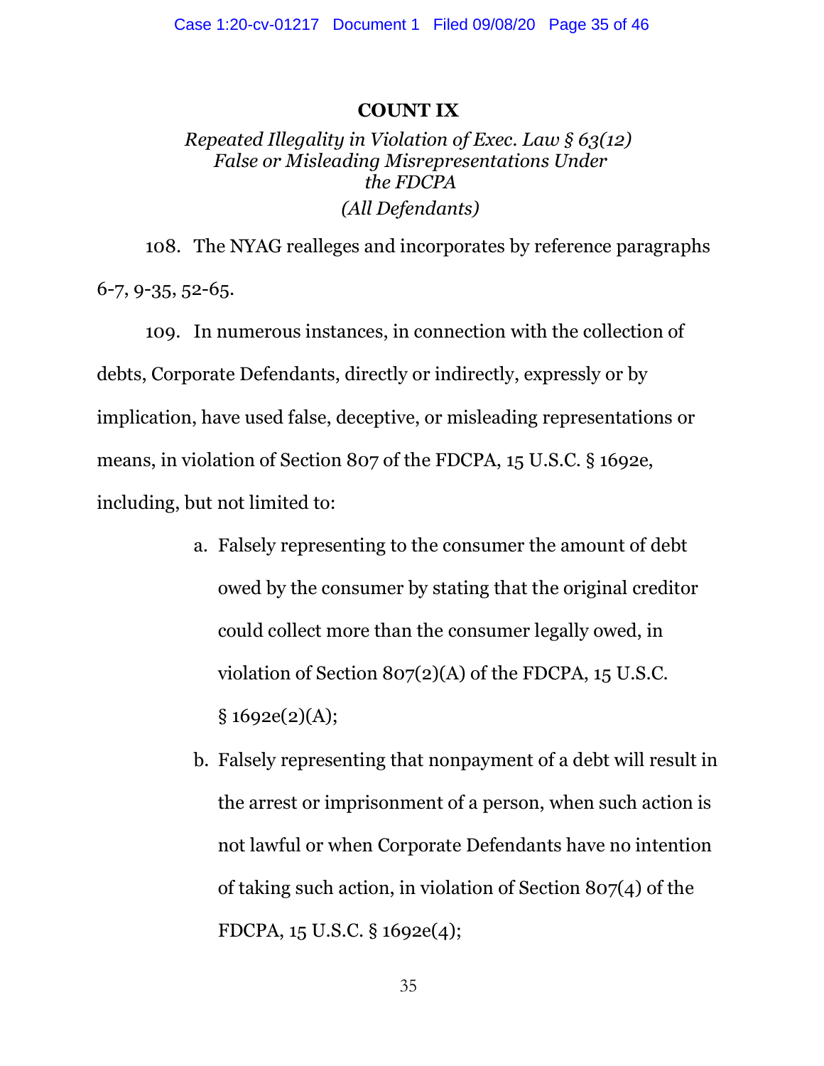**COUNT IX**

*Repeated Illegality in Violation of Exec. Law § 63(12) False or Misleading Misrepresentations Under the FDCPA*

*(All Defendants)*

108. The NYAG realleges and incorporates by reference paragraphs 6-7, 9-35, 52-65.

109. In numerous instances, in connection with the collection of debts, Corporate Defendants, directly or indirectly, expressly or by implication, have used false, deceptive, or misleading representations or means, in violation of Section 807 of the FDCPA, 15 U.S.C. § 1692e, including, but not limited to:

a. Falsely representing to the consumer the amount of debt owed by the consumer by stating that the original creditor could collect more than the consumer legally owed, in violation of Section 807(2)(A) of the FDCPA, 15 U.S.C. § 1692e(2)(A);

b. Falsely representing that nonpayment of a debt will result in the arrest or imprisonment of a person, when such action is not lawful or when Corporate Defendants have no intention of taking such action, in violation of Section 807(4) of the FDCPA, 15 U.S.C. § 1692e(4);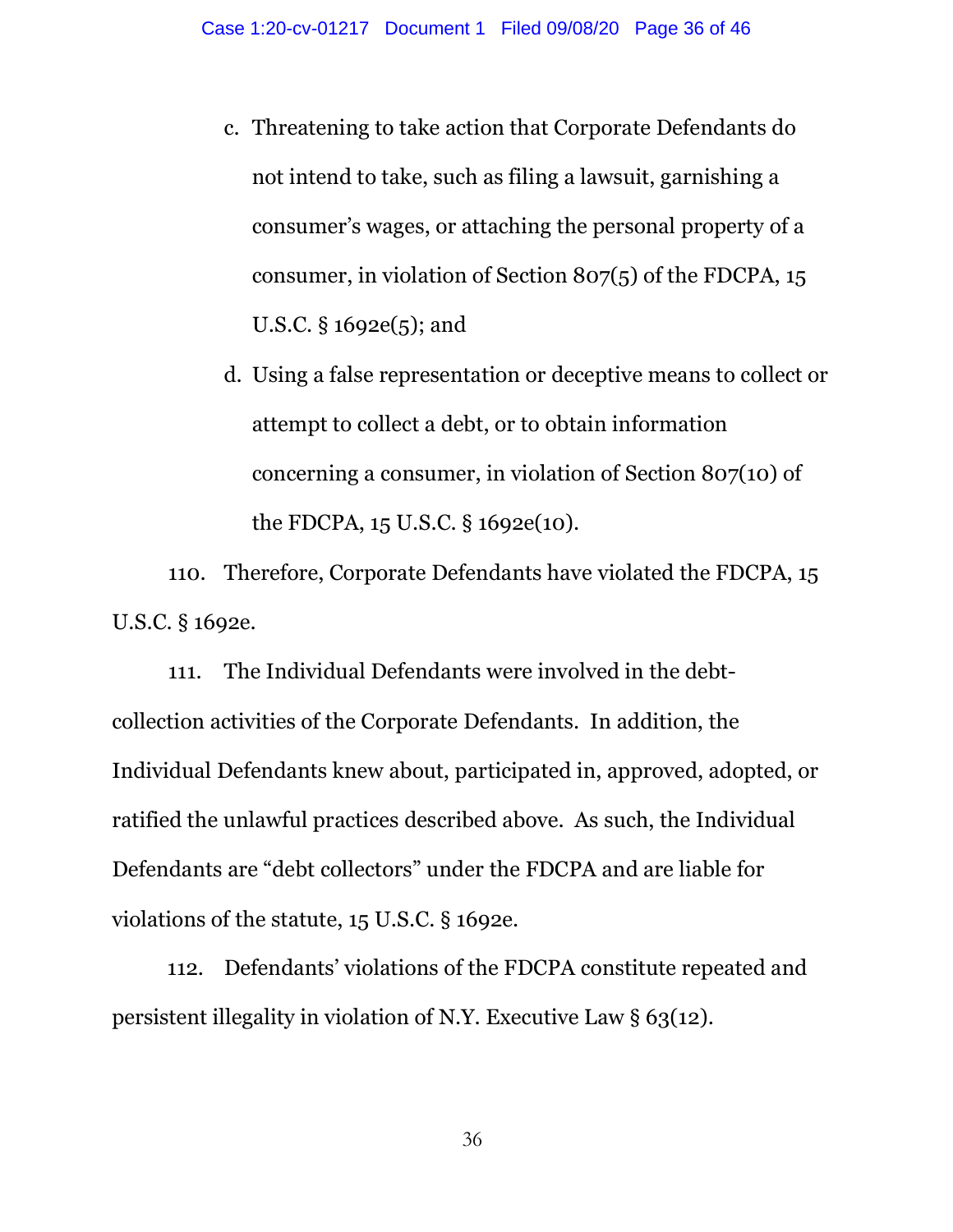c. Threatening to take action that Corporate Defendants do not intend to take, such as filing a lawsuit, garnishing a consumer's wages, or attaching the personal property of a consumer, in violation of Section 807(5) of the FDCPA, 15 U.S.C. § 1692e(5); and

d. Using a false representation or deceptive means to collect or attempt to collect a debt, or to obtain information concerning a consumer, in violation of Section 807(10) of the FDCPA, 15 U.S.C. § 1692e(10).

110. Therefore, Corporate Defendants have violated the FDCPA, 15 U.S.C. § 1692e.

111. The Individual Defendants were involved in the debt-collection activities of the Corporate Defendants. In addition, the Individual Defendants knew about, participated in, approved, adopted, or ratified the unlawful practices described above. As such, the Individual Defendants are "debt collectors" under the FDCPA and are liable for violations of the statute, 15 U.S.C. § 1692e.

112. Defendants' violations of the FDCPA constitute repeated and persistent illegality in violation of N.Y. Executive Law § 63(12).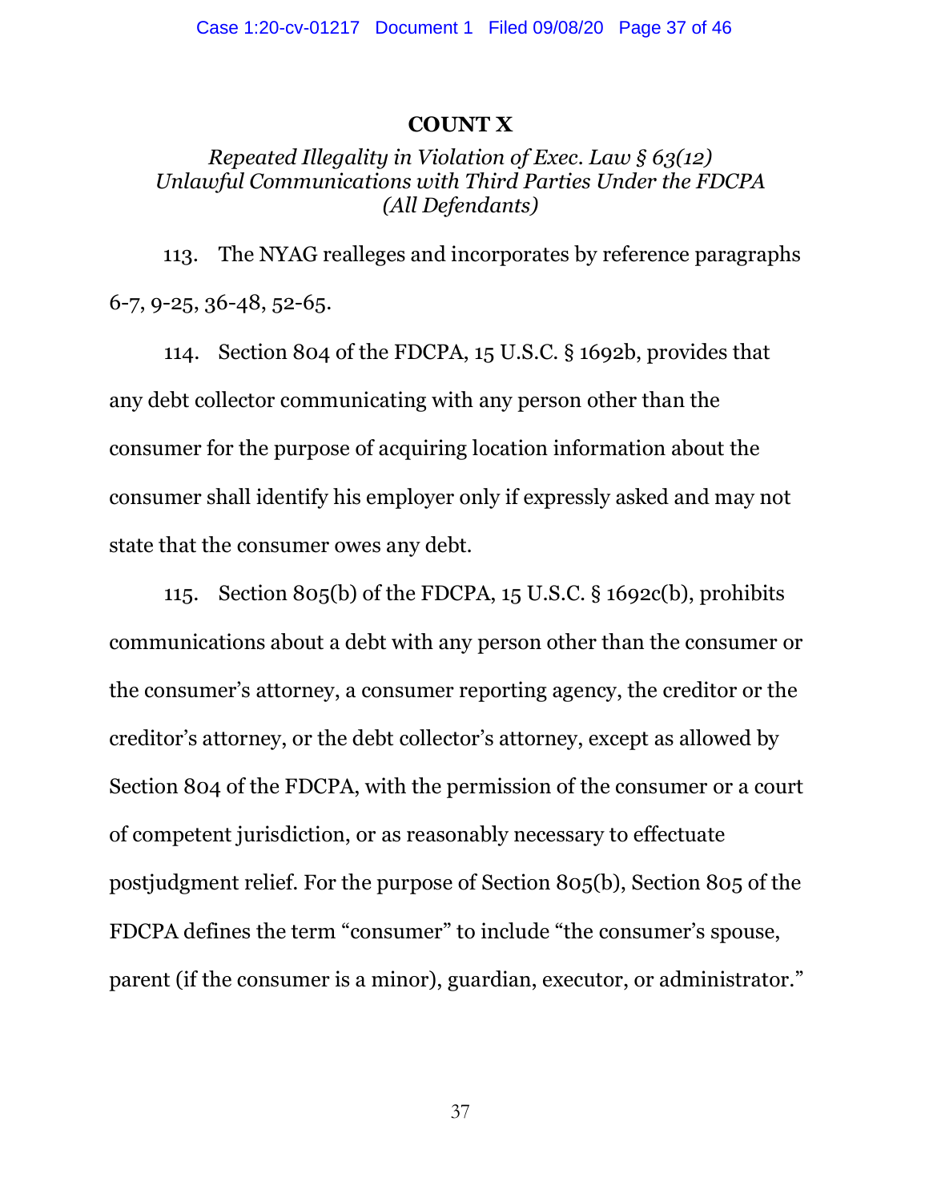## COUNT X

*Repeated Illegality in Violation of Exec. Law § 63(12)*
*Unlawful Communications with Third Parties Under the FDCPA*
*(All Defendants)*

113. The NYAG realleges and incorporates by reference paragraphs 6-7, 9-25, 36-48, 52-65.

114. Section 804 of the FDCPA, 15 U.S.C. § 1692b, provides that any debt collector communicating with any person other than the consumer for the purpose of acquiring location information about the consumer shall identify his employer only if expressly asked and may not state that the consumer owes any debt.

115. Section 805(b) of the FDCPA, 15 U.S.C. § 1692c(b), prohibits communications about a debt with any person other than the consumer or the consumer's attorney, a consumer reporting agency, the creditor or the creditor's attorney, or the debt collector's attorney, except as allowed by Section 804 of the FDCPA, with the permission of the consumer or a court of competent jurisdiction, or as reasonably necessary to effectuate postjudgment relief. For the purpose of Section 805(b), Section 805 of the FDCPA defines the term "consumer" to include "the consumer's spouse, parent (if the consumer is a minor), guardian, executor, or administrator."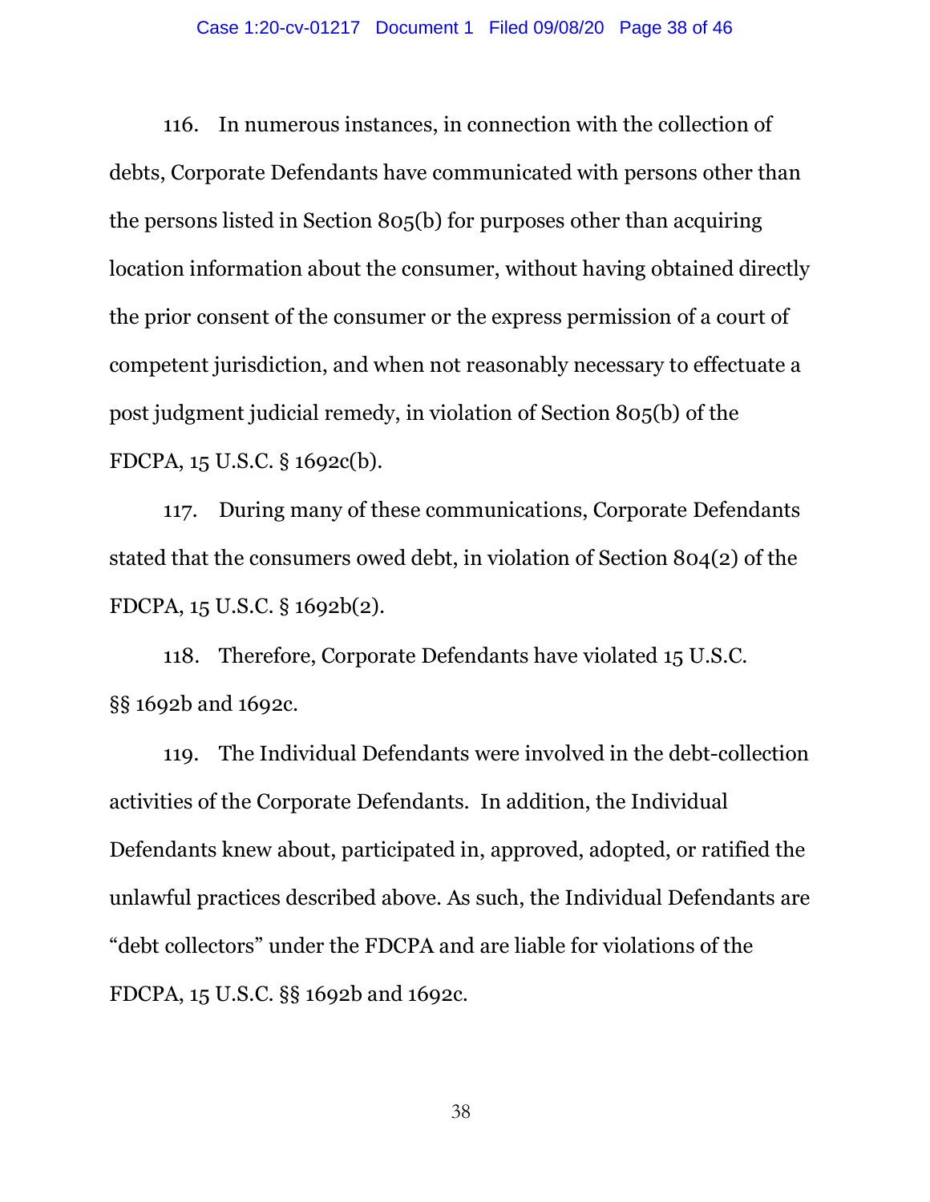116. In numerous instances, in connection with the collection of debts, Corporate Defendants have communicated with persons other than the persons listed in Section 805(b) for purposes other than acquiring location information about the consumer, without having obtained directly the prior consent of the consumer or the express permission of a court of competent jurisdiction, and when not reasonably necessary to effectuate a post judgment judicial remedy, in violation of Section 805(b) of the FDCPA, 15 U.S.C. § 1692c(b).

117. During many of these communications, Corporate Defendants stated that the consumers owed debt, in violation of Section 804(2) of the FDCPA, 15 U.S.C. § 1692b(2).

118. Therefore, Corporate Defendants have violated 15 U.S.C. §§ 1692b and 1692c.

119. The Individual Defendants were involved in the debt-collection activities of the Corporate Defendants. In addition, the Individual Defendants knew about, participated in, approved, adopted, or ratified the unlawful practices described above. As such, the Individual Defendants are "debt collectors" under the FDCPA and are liable for violations of the FDCPA, 15 U.S.C. §§ 1692b and 1692c.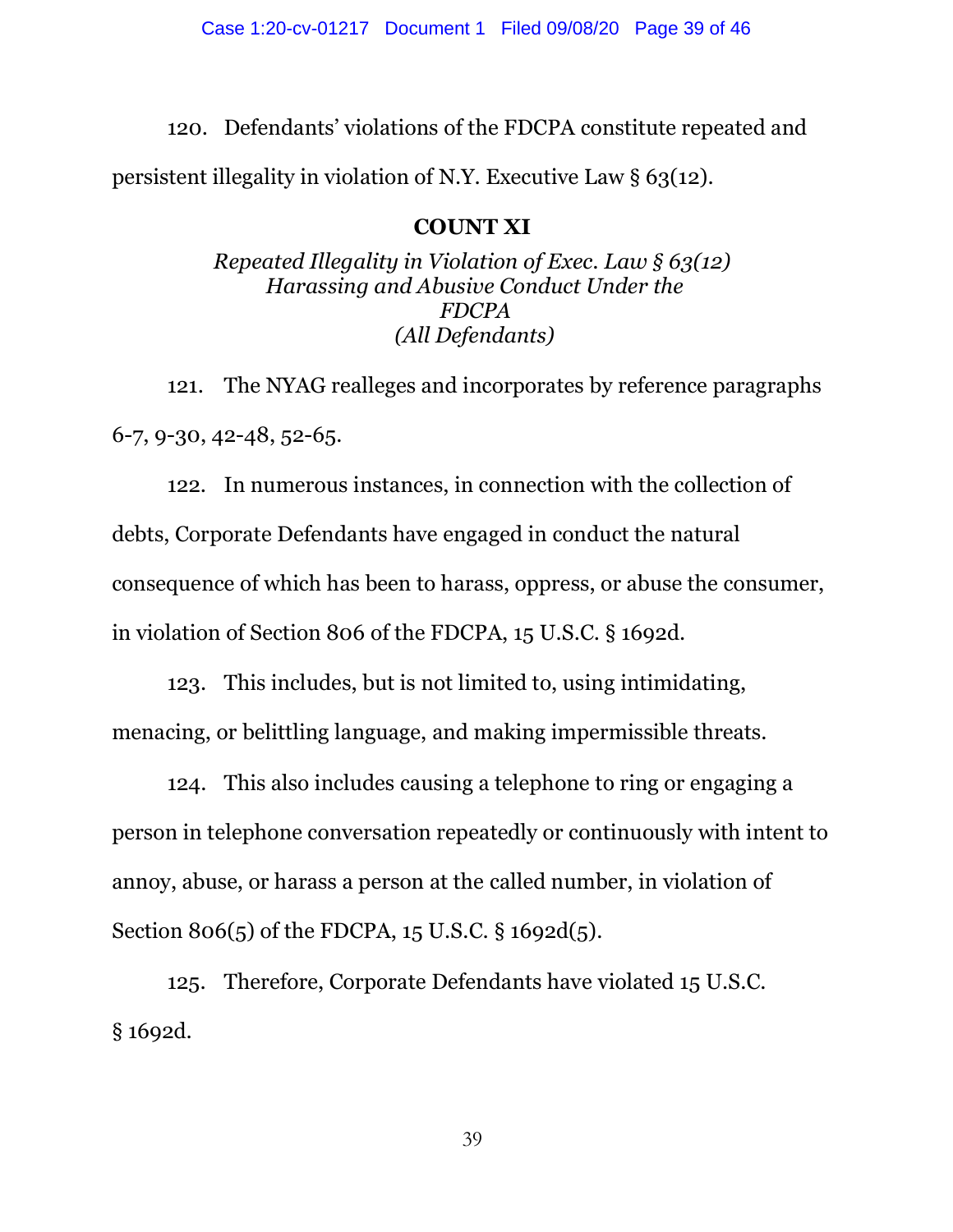120. Defendants' violations of the FDCPA constitute repeated and persistent illegality in violation of N.Y. Executive Law § 63(12).

**COUNT XI**

*Repeated Illegality in Violation of Exec. Law § 63(12)*
*Harassing and Abusive Conduct Under the FDCPA*
*(All Defendants)*

121. The NYAG realleges and incorporates by reference paragraphs 6-7, 9-30, 42-48, 52-65.

122. In numerous instances, in connection with the collection of debts, Corporate Defendants have engaged in conduct the natural consequence of which has been to harass, oppress, or abuse the consumer, in violation of Section 806 of the FDCPA, 15 U.S.C. § 1692d.

123. This includes, but is not limited to, using intimidating, menacing, or belittling language, and making impermissible threats.

124. This also includes causing a telephone to ring or engaging a person in telephone conversation repeatedly or continuously with intent to annoy, abuse, or harass a person at the called number, in violation of Section 806(5) of the FDCPA, 15 U.S.C. § 1692d(5).

125. Therefore, Corporate Defendants have violated 15 U.S.C. § 1692d.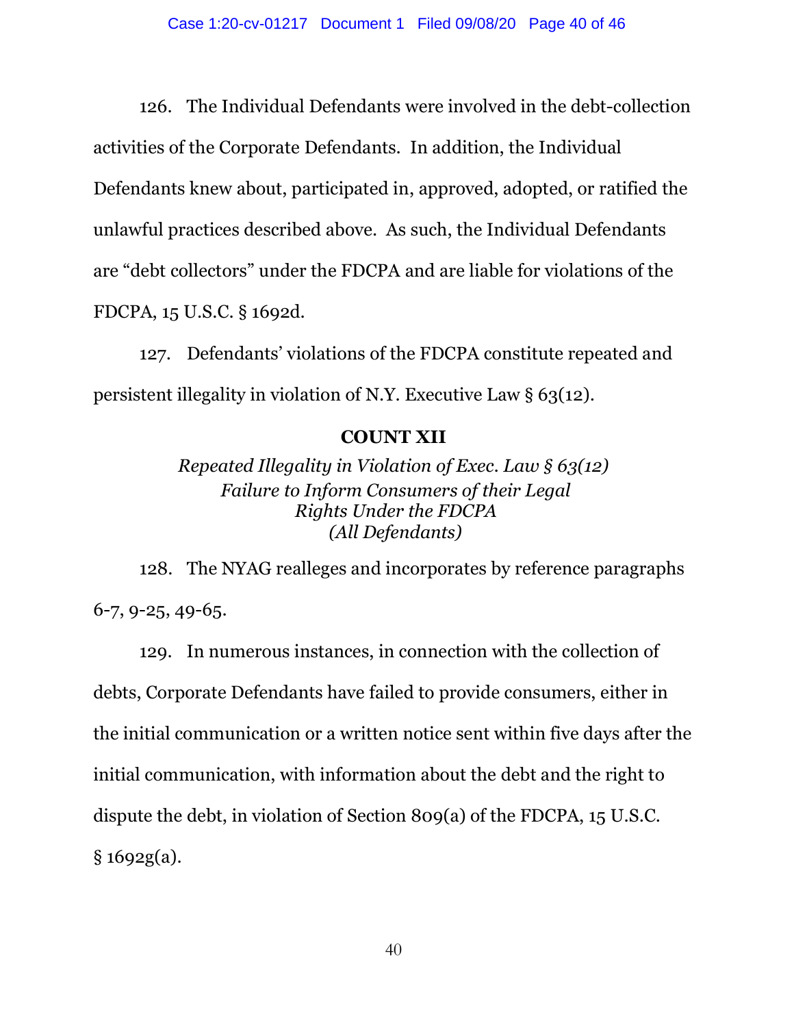126. The Individual Defendants were involved in the debt-collection activities of the Corporate Defendants. In addition, the Individual Defendants knew about, participated in, approved, adopted, or ratified the unlawful practices described above. As such, the Individual Defendants are "debt collectors" under the FDCPA and are liable for violations of the FDCPA, 15 U.S.C. § 1692d.

127. Defendants' violations of the FDCPA constitute repeated and persistent illegality in violation of N.Y. Executive Law § 63(12).

**COUNT XII**

*Repeated Illegality in Violation of Exec. Law § 63(12)*
*Failure to Inform Consumers of their Legal Rights Under the FDCPA*
*(All Defendants)*

128. The NYAG realleges and incorporates by reference paragraphs 6-7, 9-25, 49-65.

129. In numerous instances, in connection with the collection of debts, Corporate Defendants have failed to provide consumers, either in the initial communication or a written notice sent within five days after the initial communication, with information about the debt and the right to dispute the debt, in violation of Section 809(a) of the FDCPA, 15 U.S.C. § 1692g(a).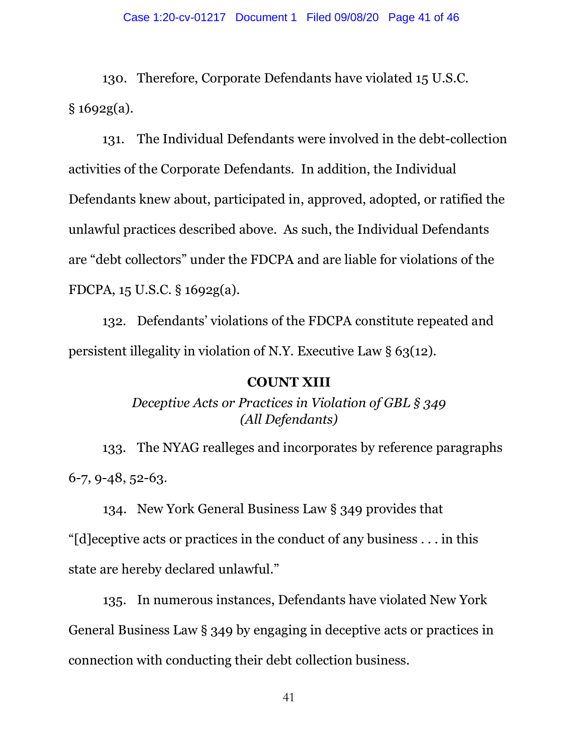130. Therefore, Corporate Defendants have violated 15 U.S.C. § 1692g(a).

131. The Individual Defendants were involved in the debt-collection activities of the Corporate Defendants. In addition, the Individual Defendants knew about, participated in, approved, adopted, or ratified the unlawful practices described above. As such, the Individual Defendants are "debt collectors" under the FDCPA and are liable for violations of the FDCPA, 15 U.S.C. § 1692g(a).

132. Defendants' violations of the FDCPA constitute repeated and persistent illegality in violation of N.Y. Executive Law § 63(12).

**COUNT XIII**

*Deceptive Acts or Practices in Violation of GBL § 349*
*(All Defendants)*

133. The NYAG realleges and incorporates by reference paragraphs 6-7, 9-48, 52-63.

134. New York General Business Law § 349 provides that "[d]eceptive acts or practices in the conduct of any business . . . in this state are hereby declared unlawful."

135. In numerous instances, Defendants have violated New York General Business Law § 349 by engaging in deceptive acts or practices in connection with conducting their debt collection business.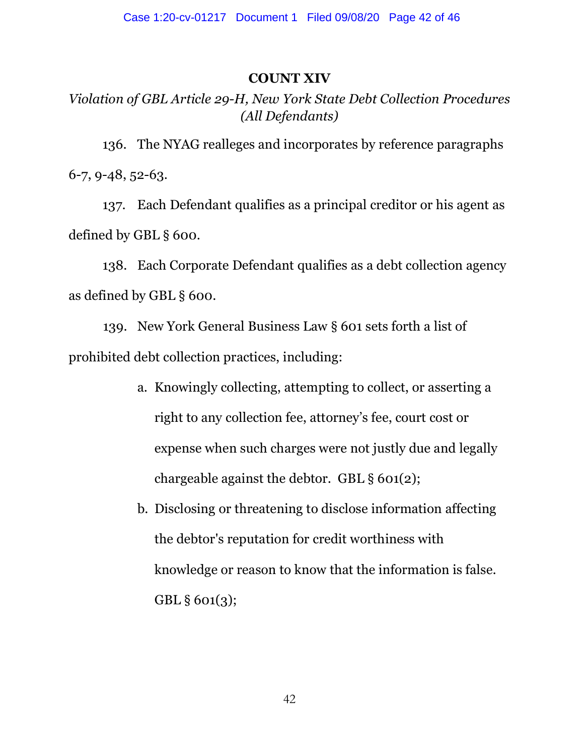## COUNT XIV

*Violation of GBL Article 29-H, New York State Debt Collection Procedures (All Defendants)*

136. The NYAG realleges and incorporates by reference paragraphs 6-7, 9-48, 52-63.

137. Each Defendant qualifies as a principal creditor or his agent as defined by GBL § 600.

138. Each Corporate Defendant qualifies as a debt collection agency as defined by GBL § 600.

139. New York General Business Law § 601 sets forth a list of prohibited debt collection practices, including:

a. Knowingly collecting, attempting to collect, or asserting a right to any collection fee, attorney's fee, court cost or expense when such charges were not justly due and legally chargeable against the debtor. GBL § 601(2);

b. Disclosing or threatening to disclose information affecting the debtor's reputation for credit worthiness with knowledge or reason to know that the information is false. GBL § 601(3);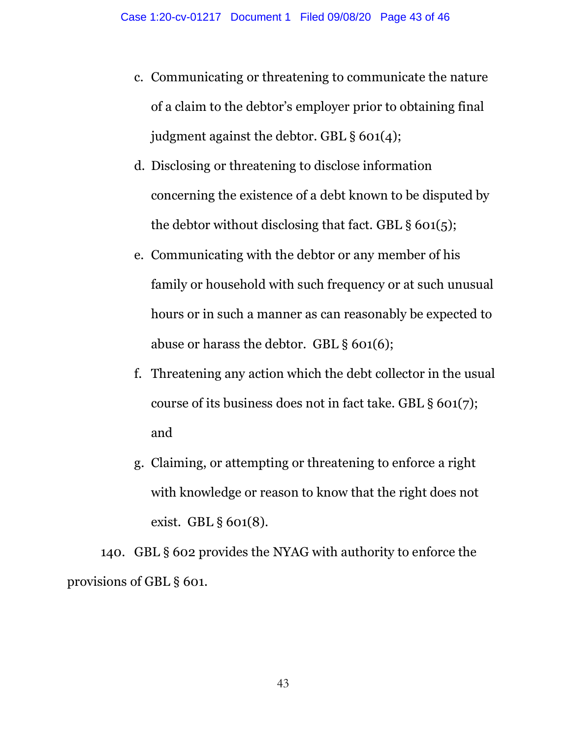c. Communicating or threatening to communicate the nature of a claim to the debtor's employer prior to obtaining final judgment against the debtor. GBL § 601(4);

d. Disclosing or threatening to disclose information concerning the existence of a debt known to be disputed by the debtor without disclosing that fact. GBL § 601(5);

e. Communicating with the debtor or any member of his family or household with such frequency or at such unusual hours or in such a manner as can reasonably be expected to abuse or harass the debtor. GBL § 601(6);

f. Threatening any action which the debt collector in the usual course of its business does not in fact take. GBL § 601(7); and

g. Claiming, or attempting or threatening to enforce a right with knowledge or reason to know that the right does not exist. GBL § 601(8).

140. GBL § 602 provides the NYAG with authority to enforce the provisions of GBL § 601.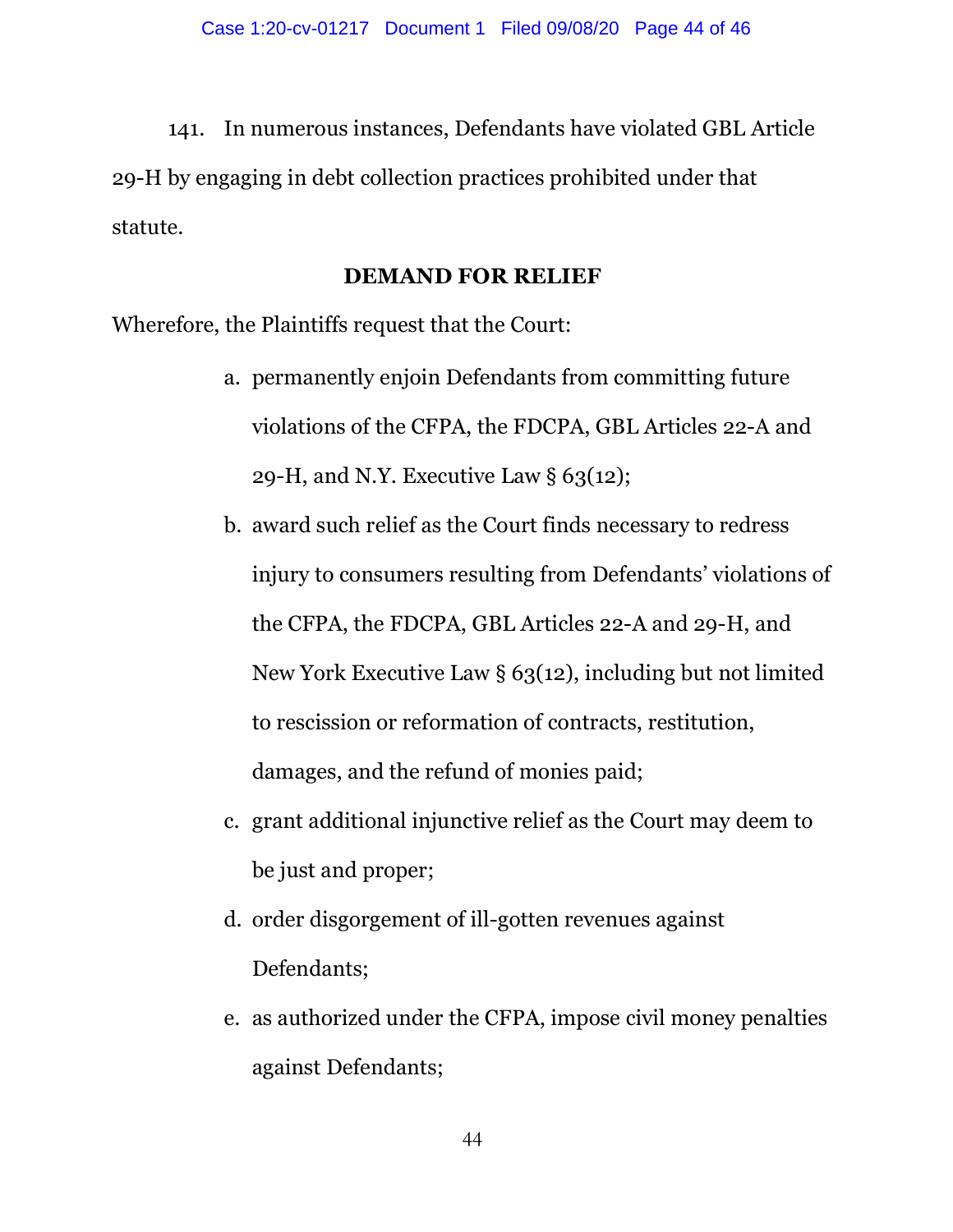141. In numerous instances, Defendants have violated GBL Article 29-H by engaging in debt collection practices prohibited under that statute.

## DEMAND FOR RELIEF

Wherefore, the Plaintiffs request that the Court:

a. permanently enjoin Defendants from committing future violations of the CFPA, the FDCPA, GBL Articles 22-A and 29-H, and N.Y. Executive Law § 63(12);

b. award such relief as the Court finds necessary to redress injury to consumers resulting from Defendants' violations of the CFPA, the FDCPA, GBL Articles 22-A and 29-H, and New York Executive Law § 63(12), including but not limited to rescission or reformation of contracts, restitution, damages, and the refund of monies paid;

c. grant additional injunctive relief as the Court may deem to be just and proper;

d. order disgorgement of ill-gotten revenues against Defendants;

e. as authorized under the CFPA, impose civil money penalties against Defendants;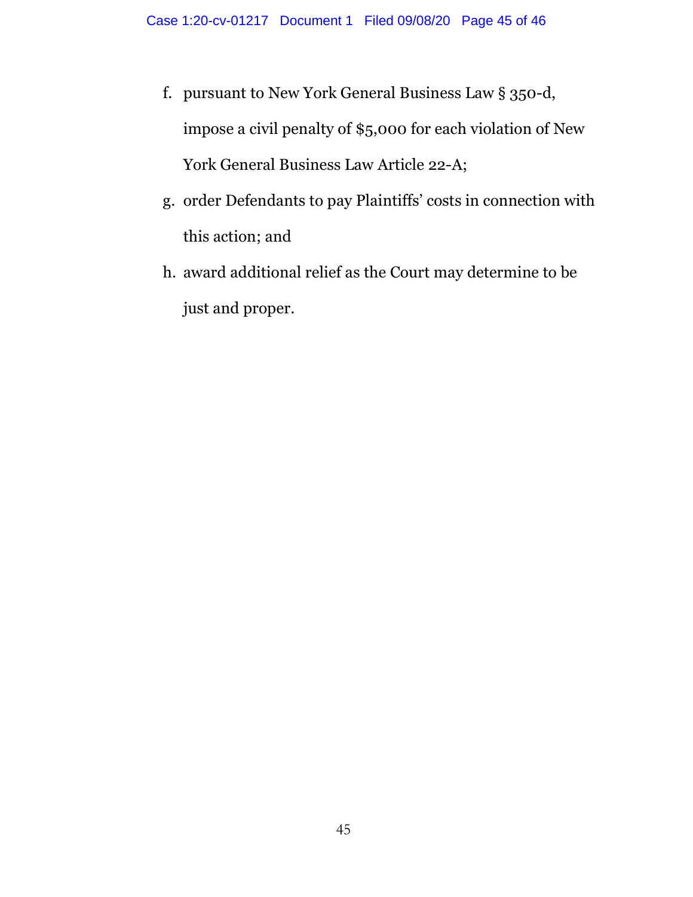f. pursuant to New York General Business Law § 350-d, impose a civil penalty of $5,000 for each violation of New York General Business Law Article 22-A;

g. order Defendants to pay Plaintiffs' costs in connection with this action; and

h. award additional relief as the Court may determine to be just and proper.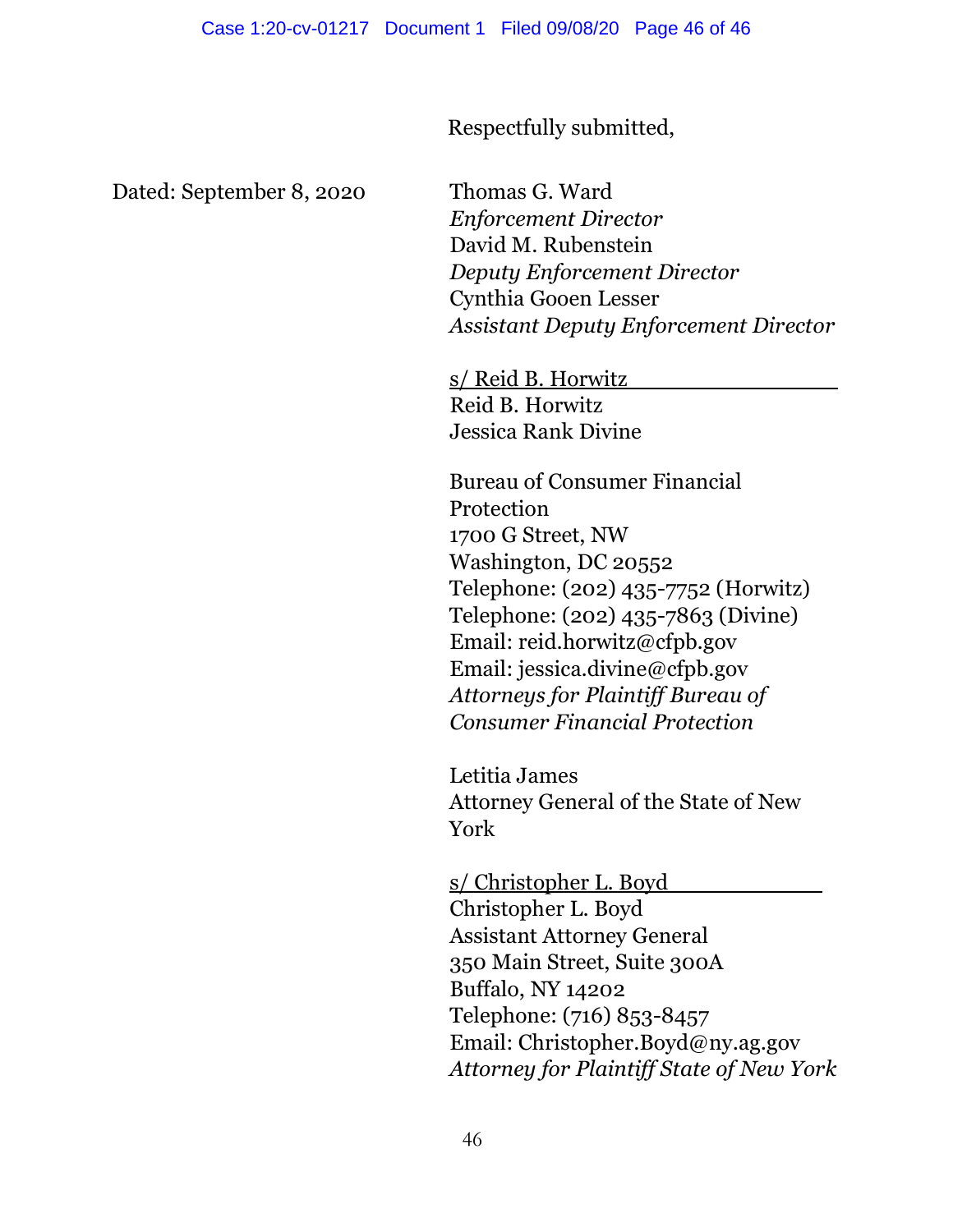Respectfully submitted,

Dated: September 8, 2020

Thomas G. Ward
*Enforcement Director*
David M. Rubenstein
*Deputy Enforcement Director*
Cynthia Gooen Lesser
*Assistant Deputy Enforcement Director*

s/ Reid B. Horwitz
Reid B. Horwitz
Jessica Rank Divine

Bureau of Consumer Financial Protection
1700 G Street, NW
Washington, DC 20552
Telephone: (202) 435-7752 (Horwitz)
Telephone: (202) 435-7863 (Divine)
Email: reid.horwitz@cfpb.gov
Email: jessica.divine@cfpb.gov
*Attorneys for Plaintiff Bureau of Consumer Financial Protection*

Letitia James
Attorney General of the State of New York

s/ Christopher L. Boyd
Christopher L. Boyd
Assistant Attorney General
350 Main Street, Suite 300A
Buffalo, NY 14202
Telephone: (716) 853-8457
Email: Christopher.Boyd@ny.ag.gov
*Attorney for Plaintiff State of New York*